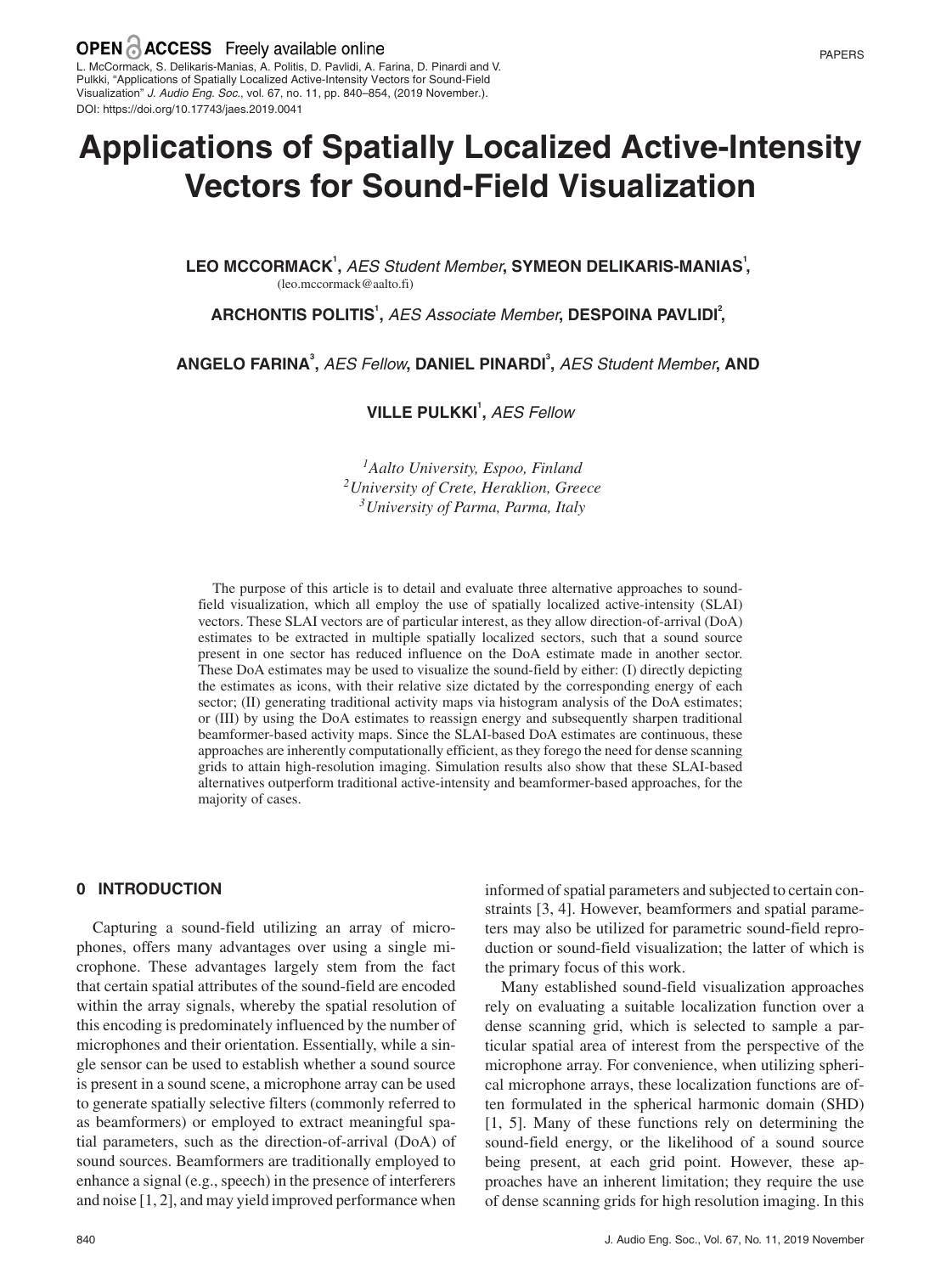OPEN ACCESS Freely available online

L. McCormack, S. Delikaris-Manias, A. Politis, D. Pavlidi, A. Farina, D. Pinardi and V. Pulkki, "Applications of Spatially Localized Active-Intensity Vectors for Sound-Field Visualization" *J. Audio Eng. Soc.*, vol. 67, no. 11, pp. 840–854, (2019 November.).
DOI: https://doi.org/10.17743/jaes.2019.0041

# Applications of Spatially Localized Active-Intensity Vectors for Sound-Field Visualization

**LEO MCCORMACK**[1], *AES Student Member*, **SYMEON DELIKARIS-MANIAS**[1],
(leo.mccormack@aalto.fi)

**ARCHONTIS POLITIS**[1], *AES Associate Member*, **DESPOINA PAVLIDI**[2],

**ANGELO FARINA**[3], *AES Fellow*, **DANIEL PINARDI**[3], *AES Student Member*, **AND**

**VILLE PULKKI**[1], *AES Fellow*

[1] *Aalto University, Espoo, Finland*
[2] *University of Crete, Heraklion, Greece*
[3] *University of Parma, Parma, Italy*

The purpose of this article is to detail and evaluate three alternative approaches to sound-field visualization, which all employ the use of spatially localized active-intensity (SLAI) vectors. These SLAI vectors are of particular interest, as they allow direction-of-arrival (DoA) estimates to be extracted in multiple spatially localized sectors, such that a sound source present in one sector has reduced influence on the DoA estimate made in another sector. These DoA estimates may be used to visualize the sound-field by either: (I) directly depicting the estimates as icons, with their relative size dictated by the corresponding energy of each sector; (II) generating traditional activity maps via histogram analysis of the DoA estimates; or (III) by using the DoA estimates to reassign energy and subsequently sharpen traditional beamformer-based activity maps. Since the SLAI-based DoA estimates are continuous, these approaches are inherently computationally efficient, as they forego the need for dense scanning grids to attain high-resolution imaging. Simulation results also show that these SLAI-based alternatives outperform traditional active-intensity and beamformer-based approaches, for the majority of cases.

## 0 INTRODUCTION

Capturing a sound-field utilizing an array of microphones, offers many advantages over using a single microphone. These advantages largely stem from the fact that certain spatial attributes of the sound-field are encoded within the array signals, whereby the spatial resolution of this encoding is predominately influenced by the number of microphones and their orientation. Essentially, while a single sensor can be used to establish whether a sound source is present in a sound scene, a microphone array can be used to generate spatially selective filters (commonly referred to as beamformers) or employed to extract meaningful spatial parameters, such as the direction-of-arrival (DoA) of sound sources. Beamformers are traditionally employed to enhance a signal (e.g., speech) in the presence of interferers and noise [1, 2], and may yield improved performance when informed of spatial parameters and subjected to certain constraints [3, 4]. However, beamformers and spatial parameters may also be utilized for parametric sound-field reproduction or sound-field visualization; the latter of which is the primary focus of this work.

Many established sound-field visualization approaches rely on evaluating a suitable localization function over a dense scanning grid, which is selected to sample a particular spatial area of interest from the perspective of the microphone array. For convenience, when utilizing spherical microphone arrays, these localization functions are often formulated in the spherical harmonic domain (SHD) [1, 5]. Many of these functions rely on determining the sound-field energy, or the likelihood of a sound source being present, at each grid point. However, these approaches have an inherent limitation; they require the use of dense scanning grids for high resolution imaging. In this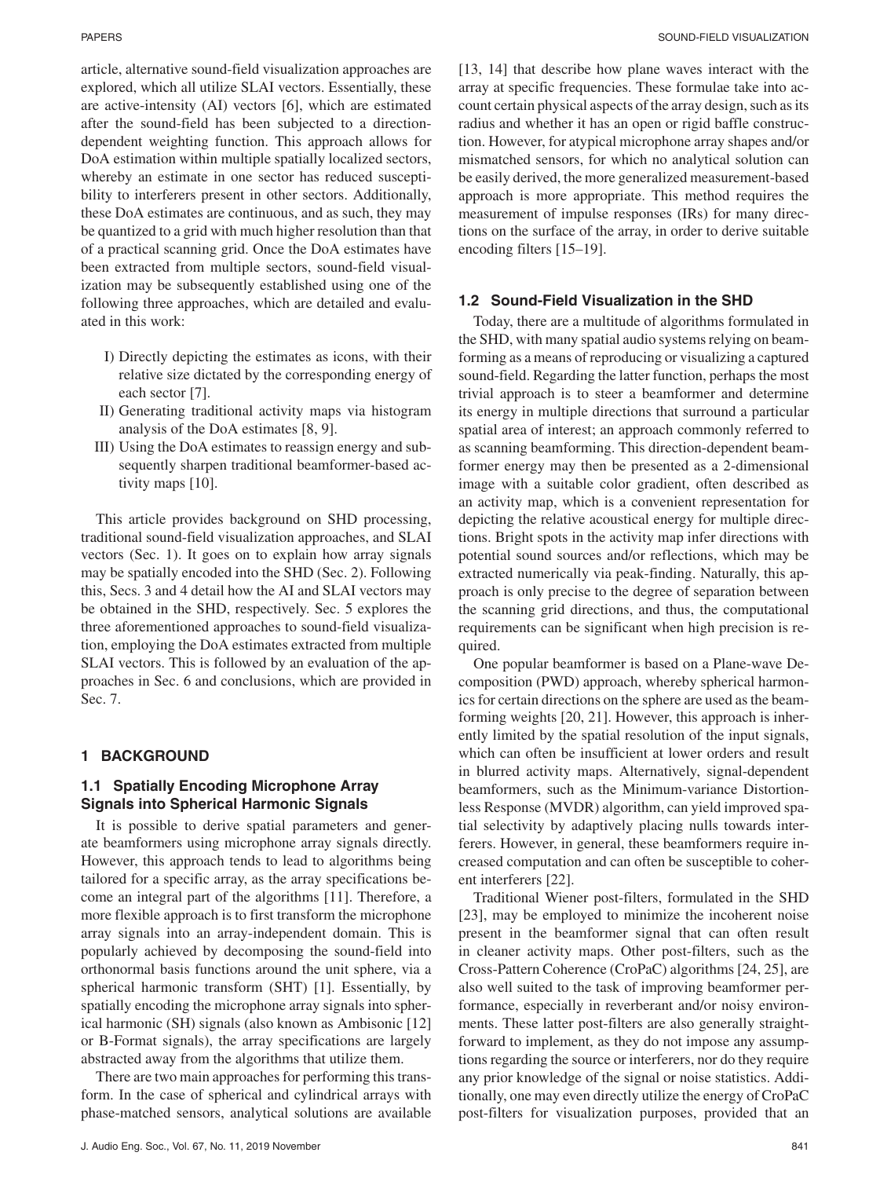article, alternative sound-field visualization approaches are explored, which all utilize SLAI vectors. Essentially, these are active-intensity (AI) vectors [6], which are estimated after the sound-field has been subjected to a direction-dependent weighting function. This approach allows for DoA estimation within multiple spatially localized sectors, whereby an estimate in one sector has reduced susceptibility to interferers present in other sectors. Additionally, these DoA estimates are continuous, and as such, they may be quantized to a grid with much higher resolution than that of a practical scanning grid. Once the DoA estimates have been extracted from multiple sectors, sound-field visualization may be subsequently established using one of the following three approaches, which are detailed and evaluated in this work:

- I) Directly depicting the estimates as icons, with their relative size dictated by the corresponding energy of each sector [7].
- II) Generating traditional activity maps via histogram analysis of the DoA estimates [8, 9].
- III) Using the DoA estimates to reassign energy and subsequently sharpen traditional beamformer-based activity maps [10].

This article provides background on SHD processing, traditional sound-field visualization approaches, and SLAI vectors (Sec. 1). It goes on to explain how array signals may be spatially encoded into the SHD (Sec. 2). Following this, Secs. 3 and 4 detail how the AI and SLAI vectors may be obtained in the SHD, respectively. Sec. 5 explores the three aforementioned approaches to sound-field visualization, employing the DoA estimates extracted from multiple SLAI vectors. This is followed by an evaluation of the approaches in Sec. 6 and conclusions, which are provided in Sec. 7.

## 1 BACKGROUND

### 1.1 Spatially Encoding Microphone Array Signals into Spherical Harmonic Signals

It is possible to derive spatial parameters and generate beamformers using microphone array signals directly. However, this approach tends to lead to algorithms being tailored for a specific array, as the array specifications become an integral part of the algorithms [11]. Therefore, a more flexible approach is to first transform the microphone array signals into an array-independent domain. This is popularly achieved by decomposing the sound-field into orthonormal basis functions around the unit sphere, via a spherical harmonic transform (SHT) [1]. Essentially, by spatially encoding the microphone array signals into spherical harmonic (SH) signals (also known as Ambisonic [12] or B-Format signals), the array specifications are largely abstracted away from the algorithms that utilize them.

There are two main approaches for performing this transform. In the case of spherical and cylindrical arrays with phase-matched sensors, analytical solutions are available [13, 14] that describe how plane waves interact with the array at specific frequencies. These formulae take into account certain physical aspects of the array design, such as its radius and whether it has an open or rigid baffle construction. However, for atypical microphone array shapes and/or mismatched sensors, for which no analytical solution can be easily derived, the more generalized measurement-based approach is more appropriate. This method requires the measurement of impulse responses (IRs) for many directions on the surface of the array, in order to derive suitable encoding filters [15–19].

### 1.2 Sound-Field Visualization in the SHD

Today, there are a multitude of algorithms formulated in the SHD, with many spatial audio systems relying on beamforming as a means of reproducing or visualizing a captured sound-field. Regarding the latter function, perhaps the most trivial approach is to steer a beamformer and determine its energy in multiple directions that surround a particular spatial area of interest; an approach commonly referred to as scanning beamforming. This direction-dependent beamformer energy may then be presented as a 2-dimensional image with a suitable color gradient, often described as an activity map, which is a convenient representation for depicting the relative acoustical energy for multiple directions. Bright spots in the activity map infer directions with potential sound sources and/or reflections, which may be extracted numerically via peak-finding. Naturally, this approach is only precise to the degree of separation between the scanning grid directions, and thus, the computational requirements can be significant when high precision is required.

One popular beamformer is based on a Plane-wave Decomposition (PWD) approach, whereby spherical harmonics for certain directions on the sphere are used as the beamforming weights [20, 21]. However, this approach is inherently limited by the spatial resolution of the input signals, which can often be insufficient at lower orders and result in blurred activity maps. Alternatively, signal-dependent beamformers, such as the Minimum-variance Distortionless Response (MVDR) algorithm, can yield improved spatial selectivity by adaptively placing nulls towards interferers. However, in general, these beamformers require increased computation and can often be susceptible to coherent interferers [22].

Traditional Wiener post-filters, formulated in the SHD [23], may be employed to minimize the incoherent noise present in the beamformer signal that can often result in cleaner activity maps. Other post-filters, such as the Cross-Pattern Coherence (CroPaC) algorithms [24, 25], are also well suited to the task of improving beamformer performance, especially in reverberant and/or noisy environments. These latter post-filters are also generally straightforward to implement, as they do not impose any assumptions regarding the source or interferers, nor do they require any prior knowledge of the signal or noise statistics. Additionally, one may even directly utilize the energy of CroPaC post-filters for visualization purposes, provided that an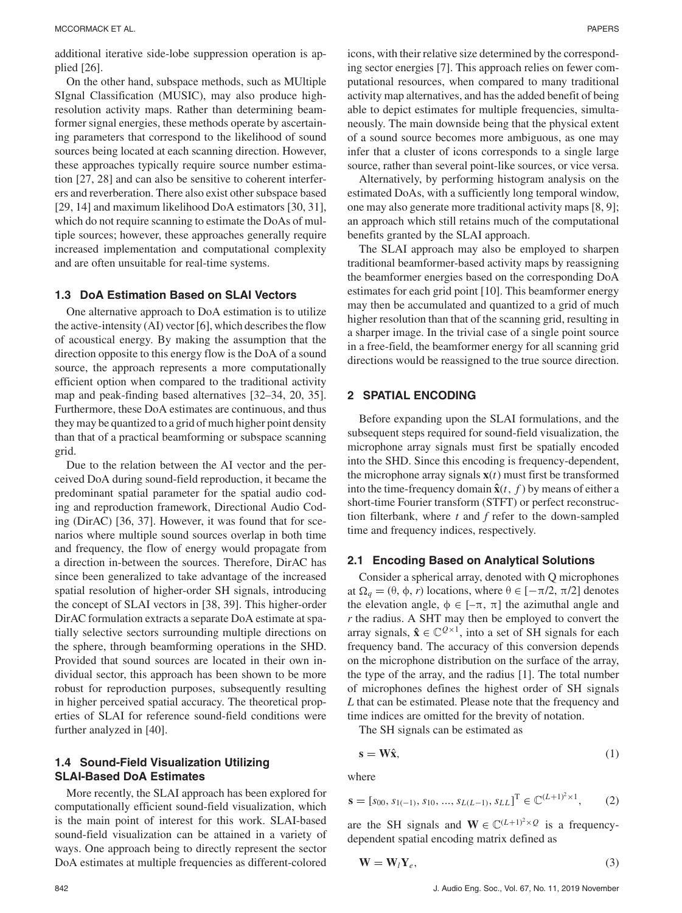additional iterative side-lobe suppression operation is applied [26].

On the other hand, subspace methods, such as MUltiple SIgnal Classification (MUSIC), may also produce high-resolution activity maps. Rather than determining beamformer signal energies, these methods operate by ascertaining parameters that correspond to the likelihood of sound sources being located at each scanning direction. However, these approaches typically require source number estimation [27, 28] and can also be sensitive to coherent interferers and reverberation. There also exist other subspace based [29, 14] and maximum likelihood DoA estimators [30, 31], which do not require scanning to estimate the DoAs of multiple sources; however, these approaches generally require increased implementation and computational complexity and are often unsuitable for real-time systems.

### 1.3 DoA Estimation Based on SLAI Vectors

One alternative approach to DoA estimation is to utilize the active-intensity (AI) vector [6], which describes the flow of acoustical energy. By making the assumption that the direction opposite to this energy flow is the DoA of a sound source, the approach represents a more computationally efficient option when compared to the traditional activity map and peak-finding based alternatives [32–34, 20, 35]. Furthermore, these DoA estimates are continuous, and thus they may be quantized to a grid of much higher point density than that of a practical beamforming or subspace scanning grid.

Due to the relation between the AI vector and the perceived DoA during sound-field reproduction, it became the predominant spatial parameter for the spatial audio coding and reproduction framework, Directional Audio Coding (DirAC) [36, 37]. However, it was found that for scenarios where multiple sound sources overlap in both time and frequency, the flow of energy would propagate from a direction in-between the sources. Therefore, DirAC has since been generalized to take advantage of the increased spatial resolution of higher-order SH signals, introducing the concept of SLAI vectors in [38, 39]. This higher-order DirAC formulation extracts a separate DoA estimate at spatially selective sectors surrounding multiple directions on the sphere, through beamforming operations in the SHD. Provided that sound sources are located in their own individual sector, this approach has been shown to be more robust for reproduction purposes, subsequently resulting in higher perceived spatial accuracy. The theoretical properties of SLAI for reference sound-field conditions were further analyzed in [40].

### 1.4 Sound-Field Visualization Utilizing SLAI-Based DoA Estimates

More recently, the SLAI approach has been explored for computationally efficient sound-field visualization, which is the main point of interest for this work. SLAI-based sound-field visualization can be attained in a variety of ways. One approach being to directly represent the sector DoA estimates at multiple frequencies as different-colored icons, with their relative size determined by the corresponding sector energies [7]. This approach relies on fewer computational resources, when compared to many traditional activity map alternatives, and has the added benefit of being able to depict estimates for multiple frequencies, simultaneously. The main downside being that the physical extent of a sound source becomes more ambiguous, as one may infer that a cluster of icons corresponds to a single large source, rather than several point-like sources, or vice versa.

Alternatively, by performing histogram analysis on the estimated DoAs, with a sufficiently long temporal window, one may also generate more traditional activity maps [8, 9]; an approach which still retains much of the computational benefits granted by the SLAI approach.

The SLAI approach may also be employed to sharpen traditional beamformer-based activity maps by reassigning the beamformer energies based on the corresponding DoA estimates for each grid point [10]. This beamformer energy may then be accumulated and quantized to a grid of much higher resolution than that of the scanning grid, resulting in a sharper image. In the trivial case of a single point source in a free-field, the beamformer energy for all scanning grid directions would be reassigned to the true source direction.

## 2 SPATIAL ENCODING

Before expanding upon the SLAI formulations, and the subsequent steps required for sound-field visualization, the microphone array signals must first be spatially encoded into the SHD. Since this encoding is frequency-dependent, the microphone array signals $\mathbf{x}(t)$ must first be transformed into the time-frequency domain $\hat{\mathbf{x}}(t, f)$ by means of either a short-time Fourier transform (STFT) or perfect reconstruction filterbank, where $t$ and $f$ refer to the down-sampled time and frequency indices, respectively.

### 2.1 Encoding Based on Analytical Solutions

Consider a spherical array, denoted with Q microphones at $\Omega_q = (\theta, \phi, r)$ locations, where $\theta \in [-\pi/2, \pi/2]$ denotes the elevation angle, $\phi \in [-\pi, \pi]$ the azimuthal angle and $r$ the radius. A SHT may then be employed to convert the array signals, $\hat{\mathbf{x}} \in \mathbb{C}^{Q\times 1}$, into a set of SH signals for each frequency band. The accuracy of this conversion depends on the microphone distribution on the surface of the array, the type of the array, and the radius [1]. The total number of microphones defines the highest order of SH signals $L$ that can be estimated. Please note that the frequency and time indices are omitted for the brevity of notation.

The SH signals can be estimated as

$$\mathbf{s} = \mathbf{W}\hat{\mathbf{x}}, \tag{1}$$

where

$$\mathbf{s} = [s_{00}, s_{1(-1)}, s_{10}, ..., s_{L(L-1)}, s_{LL}]^{\mathrm{T}} \in \mathbb{C}^{(L+1)^2\times 1}, \tag{2}$$

are the SH signals and $\mathbf{W} \in \mathbb{C}^{(L+1)^2\times Q}$ is a frequency-dependent spatial encoding matrix defined as

$$\mathbf{W} = \mathbf{W}_l \mathbf{Y}_e, \tag{3}$$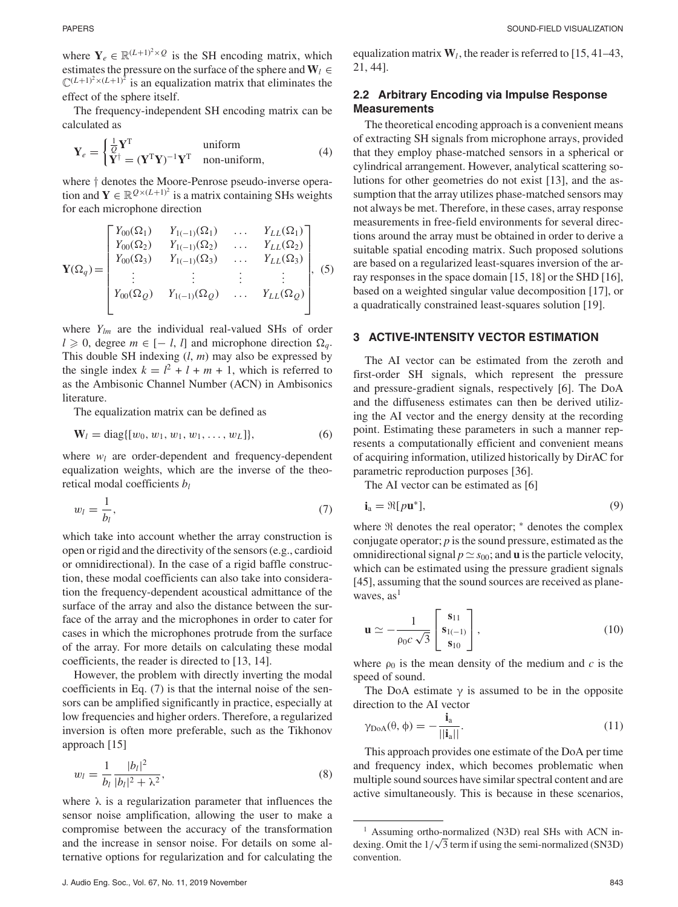where $\mathbf{Y}_e \in \mathbb{R}^{(L+1)^2 \times Q}$ is the SH encoding matrix, which estimates the pressure on the surface of the sphere and $\mathbf{W}_l \in \mathbb{C}^{(L+1)^2 \times (L+1)^2}$ is an equalization matrix that eliminates the effect of the sphere itself.

The frequency-independent SH encoding matrix can be calculated as

$$\mathbf{Y}_e = \begin{cases} \frac{1}{Q}\mathbf{Y}^{\mathrm{T}} & \text{uniform} \\ \mathbf{Y}^{\dagger} = (\mathbf{Y}^{\mathrm{T}}\mathbf{Y})^{-1}\mathbf{Y}^{\mathrm{T}} & \text{non-uniform,} \end{cases} \tag{4}$$

where $\dagger$ denotes the Moore-Penrose pseudo-inverse operation and $\mathbf{Y} \in \mathbb{R}^{Q \times (L+1)^2}$ is a matrix containing SHs weights for each microphone direction

$$\mathbf{Y}(\Omega_q) = \begin{bmatrix} Y_{00}(\Omega_1) & Y_{1(-1)}(\Omega_1) & \dots & Y_{LL}(\Omega_1) \\ Y_{00}(\Omega_2) & Y_{1(-1)}(\Omega_2) & \dots & Y_{LL}(\Omega_2) \\ Y_{00}(\Omega_3) & Y_{1(-1)}(\Omega_3) & \dots & Y_{LL}(\Omega_3) \\ \vdots & \vdots & \vdots & \vdots \\ Y_{00}(\Omega_Q) & Y_{1(-1)}(\Omega_Q) & \dots & Y_{LL}(\Omega_Q) \end{bmatrix}, \tag{5}$$

where $Y_{lm}$ are the individual real-valued SHs of order $l \geqslant 0$, degree $m \in [-l, l]$ and microphone direction $\Omega_q$. This double SH indexing $(l, m)$ may also be expressed by the single index $k = l^2 + l + m + 1$, which is referred to as the Ambisonic Channel Number (ACN) in Ambisonics literature.

The equalization matrix can be defined as

$$\mathbf{W}_l = \mathrm{diag}\{[w_0, w_1, w_1, w_1, \dots, w_L]\}, \tag{6}$$

where $w_l$ are order-dependent and frequency-dependent equalization weights, which are the inverse of the theoretical modal coefficients $b_l$

$$w_l = \frac{1}{b_l}, \tag{7}$$

which take into account whether the array construction is open or rigid and the directivity of the sensors (e.g., cardioid or omnidirectional). In the case of a rigid baffle construction, these modal coefficients can also take into consideration the frequency-dependent acoustical admittance of the surface of the array and also the distance between the surface of the array and the microphones in order to cater for cases in which the microphones protrude from the surface of the array. For more details on calculating these modal coefficients, the reader is directed to [13, 14].

However, the problem with directly inverting the modal coefficients in Eq. (7) is that the internal noise of the sensors can be amplified significantly in practice, especially at low frequencies and higher orders. Therefore, a regularized inversion is often more preferable, such as the Tikhonov approach [15]

$$w_l = \frac{1}{b_l}\frac{|b_l|^2}{|b_l|^2 + \lambda^2}, \tag{8}$$

where $\lambda$ is a regularization parameter that influences the sensor noise amplification, allowing the user to make a compromise between the accuracy of the transformation and the increase in sensor noise. For details on some alternative options for regularization and for calculating the equalization matrix $\mathbf{W}_l$, the reader is referred to [15, 41–43, 21, 44].

### 2.2 Arbitrary Encoding via Impulse Response Measurements

The theoretical encoding approach is a convenient means of extracting SH signals from microphone arrays, provided that they employ phase-matched sensors in a spherical or cylindrical arrangement. However, analytical scattering solutions for other geometries do not exist [13], and the assumption that the array utilizes phase-matched sensors may not always be met. Therefore, in these cases, array response measurements in free-field environments for several directions around the array must be obtained in order to derive a suitable spatial encoding matrix. Such proposed solutions are based on a regularized least-squares inversion of the array responses in the space domain [15, 18] or the SHD [16], based on a weighted singular value decomposition [17], or a quadratically constrained least-squares solution [19].

## 3 ACTIVE-INTENSITY VECTOR ESTIMATION

The AI vector can be estimated from the zeroth and first-order SH signals, which represent the pressure and pressure-gradient signals, respectively [6]. The DoA and the diffuseness estimates can then be derived utilizing the AI vector and the energy density at the recording point. Estimating these parameters in such a manner represents a computationally efficient and convenient means of acquiring information, utilized historically by DirAC for parametric reproduction purposes [36].

The AI vector can be estimated as [6]

$$\mathbf{i}_{\mathrm{a}} = \Re[p\mathbf{u}^*], \tag{9}$$

where $\Re$ denotes the real operator; $^*$ denotes the complex conjugate operator; $p$ is the sound pressure, estimated as the omnidirectional signal $p \simeq s_{00}$; and $\mathbf{u}$ is the particle velocity, which can be estimated using the pressure gradient signals [45], assuming that the sound sources are received as plane-waves, as[1]

$$\mathbf{u} \simeq -\frac{1}{\rho_0 c\sqrt{3}}\begin{bmatrix} \mathbf{s}_{11} \\ \mathbf{s}_{1(-1)} \\ \mathbf{s}_{10} \end{bmatrix}, \tag{10}$$

where $\rho_0$ is the mean density of the medium and $c$ is the speed of sound.

The DoA estimate $\gamma$ is assumed to be in the opposite direction to the AI vector

$$\gamma_{\mathrm{DoA}}(\theta, \phi) = -\frac{\mathbf{i}_{\mathrm{a}}}{||\mathbf{i}_{\mathrm{a}}||}. \tag{11}$$

This approach provides one estimate of the DoA per time and frequency index, which becomes problematic when multiple sound sources have similar spectral content and are active simultaneously. This is because in these scenarios,

---

[1] Assuming ortho-normalized (N3D) real SHs with ACN indexing. Omit the $1/\sqrt{3}$ term if using the semi-normalized (SN3D) convention.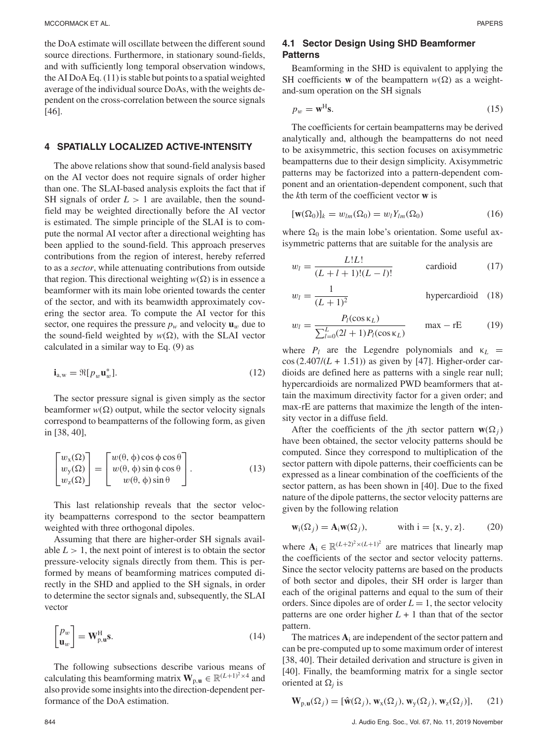the DoA estimate will oscillate between the different sound source directions. Furthermore, in stationary sound-fields, and with sufficiently long temporal observation windows, the AI DoA Eq. (11) is stable but points to a spatial weighted average of the individual source DoAs, with the weights dependent on the cross-correlation between the source signals [46].

## 4 SPATIALLY LOCALIZED ACTIVE-INTENSITY

The above relations show that sound-field analysis based on the AI vector does not require signals of order higher than one. The SLAI-based analysis exploits the fact that if SH signals of order $L > 1$ are available, then the sound-field may be weighted directionally before the AI vector is estimated. The simple principle of the SLAI is to compute the normal AI vector after a directional weighting has been applied to the sound-field. This approach preserves contributions from the region of interest, hereby referred to as a *sector*, while attenuating contributions from outside that region. This directional weighting $w(\Omega)$ is in essence a beamformer with its main lobe oriented towards the center of the sector, and with its beamwidth approximately covering the sector area. To compute the AI vector for this sector, one requires the pressure $p_w$ and velocity $\mathbf{u}_w$ due to the sound-field weighted by $w(\Omega)$, with the SLAI vector calculated in a similar way to Eq. (9) as

$$\mathbf{i}_{\mathrm{a,w}} = \Re[p_w \mathbf{u}_w^*]. \qquad (12)$$

The sector pressure signal is given simply as the sector beamformer $w(\Omega)$ output, while the sector velocity signals correspond to beampatterns of the following form, as given in [38, 40],

$$\begin{bmatrix} w_{\mathrm{x}}(\Omega) \\ w_{\mathrm{y}}(\Omega) \\ w_{\mathrm{z}}(\Omega) \end{bmatrix} = \begin{bmatrix} w(\theta,\phi)\cos\phi\cos\theta \\ w(\theta,\phi)\sin\phi\cos\theta \\ w(\theta,\phi)\sin\theta \end{bmatrix}. \qquad (13)$$

This last relationship reveals that the sector velocity beampatterns correspond to the sector beampattern weighted with three orthogonal dipoles.

Assuming that there are higher-order SH signals available $L > 1$, the next point of interest is to obtain the sector pressure-velocity signals directly from them. This is performed by means of beamforming matrices computed directly in the SHD and applied to the SH signals, in order to determine the sector signals and, subsequently, the SLAI vector

$$\begin{bmatrix} p_w \\ \mathbf{u}_w \end{bmatrix} = \mathbf{W}_{\mathrm{p,u}}^{\mathrm{H}} \mathbf{s}. \qquad (14)$$

The following subsections describe various means of calculating this beamforming matrix $\mathbf{W}_{\mathrm{p,u}} \in \mathbb{R}^{(L+1)^2 \times 4}$ and also provide some insights into the direction-dependent performance of the DoA estimation.

### 4.1 Sector Design Using SHD Beamformer Patterns

Beamforming in the SHD is equivalent to applying the SH coefficients $\mathbf{w}$ of the beampattern $w(\Omega)$ as a weight-and-sum operation on the SH signals

$$p_w = \mathbf{w}^{\mathrm{H}} \mathbf{s}. \qquad (15)$$

The coefficients for certain beampatterns may be derived analytically and, although the beampatterns do not need to be axisymmetric, this section focuses on axisymmetric beampatterns due to their design simplicity. Axisymmetric patterns may be factorized into a pattern-dependent component and an orientation-dependent component, such that the $k$th term of the coefficient vector $\mathbf{w}$ is

$$[\mathbf{w}(\Omega_0)]_k = w_{lm}(\Omega_0) = w_l Y_{lm}(\Omega_0) \qquad (16)$$

where $\Omega_0$ is the main lobe's orientation. Some useful axisymmetric patterns that are suitable for the analysis are

$$w_l = \frac{L!L!}{(L+l+1)!(L-l)!} \qquad \text{cardioid} \qquad (17)$$

$$w_l = \frac{1}{(L+1)^2} \qquad \text{hypercardioid} \qquad (18)$$

$$w_l = \frac{P_l(\cos\kappa_L)}{\sum_{l=0}^{L}(2l+1)P_l(\cos\kappa_L)} \qquad \max-\mathrm{rE} \qquad (19)$$

where $P_l$ are the Legendre polynomials and $\kappa_L = \cos(2.407/(L + 1.51))$ as given by [47]. Higher-order cardioids are defined here as patterns with a single rear null; hypercardioids are normalized PWD beamformers that attain the maximum directivity factor for a given order; and max-rE are patterns that maximize the length of the intensity vector in a diffuse field.

After the coefficients of the $j$th sector pattern $\mathbf{w}(\Omega_j)$ have been obtained, the sector velocity patterns should be computed. Since they correspond to multiplication of the sector pattern with dipole patterns, their coefficients can be expressed as a linear combination of the coefficients of the sector pattern, as has been shown in [40]. Due to the fixed nature of the dipole patterns, the sector velocity patterns are given by the following relation

$$\mathbf{w}_{\mathrm{i}}(\Omega_j) = \mathbf{A}_{\mathrm{i}} \mathbf{w}(\Omega_j), \qquad \text{with } \mathrm{i} = \{\mathrm{x}, \mathrm{y}, \mathrm{z}\}. \qquad (20)$$

where $\mathbf{A}_{\mathrm{i}} \in \mathbb{R}^{(L+2)^2 \times (L+1)^2}$ are matrices that linearly map the coefficients of the sector and sector velocity patterns. Since the sector velocity patterns are based on the products of both sector and dipoles, their SH order is larger than each of the original patterns and equal to the sum of their orders. Since dipoles are of order $L = 1$, the sector velocity patterns are one order higher $L + 1$ than that of the sector pattern.

The matrices $\mathbf{A}_{\mathrm{i}}$ are independent of the sector pattern and can be pre-computed up to some maximum order of interest [38, 40]. Their detailed derivation and structure is given in [40]. Finally, the beamforming matrix for a single sector oriented at $\Omega_j$ is

$$\mathbf{W}_{\mathrm{p,u}}(\Omega_j) = [\hat{\mathbf{w}}(\Omega_j), \mathbf{w}_{\mathrm{x}}(\Omega_j), \mathbf{w}_{\mathrm{y}}(\Omega_j), \mathbf{w}_{\mathrm{z}}(\Omega_j)], \qquad (21)$$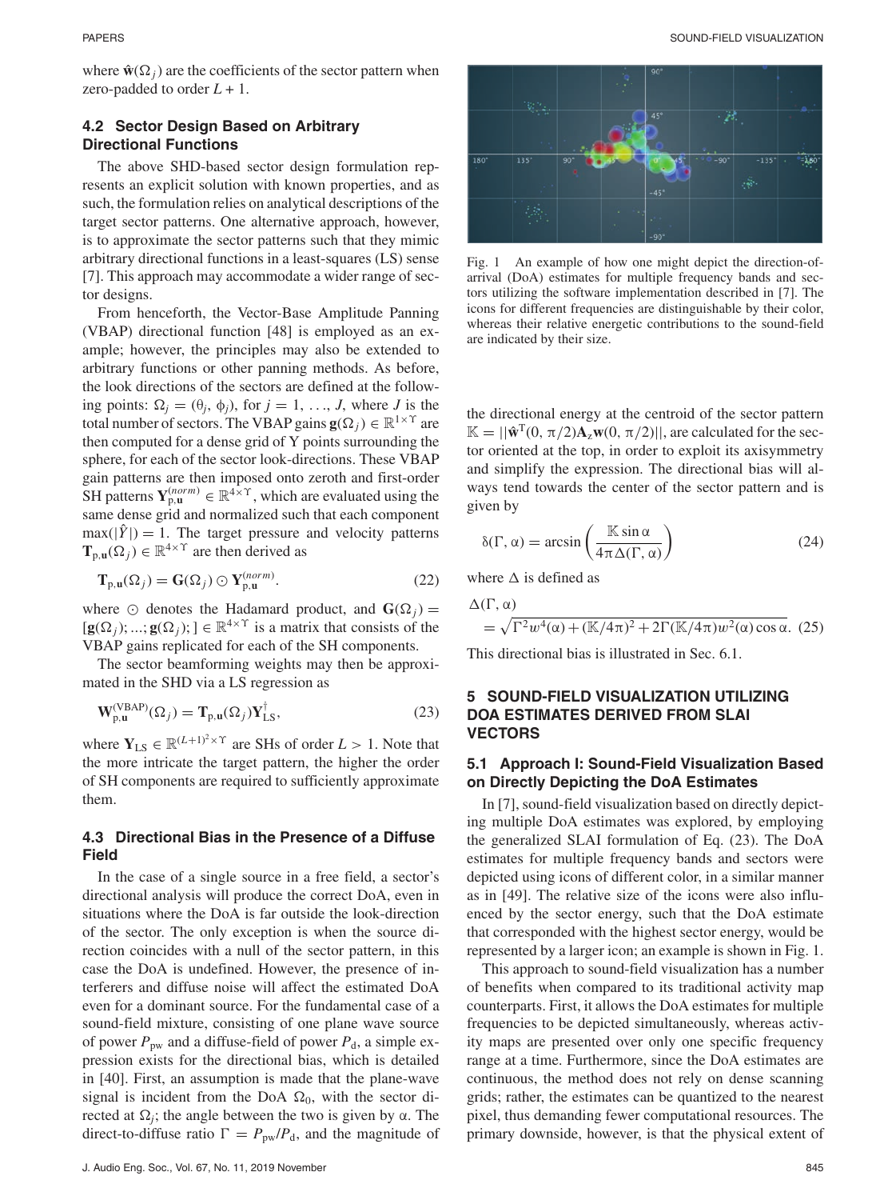where $\hat{\mathbf{w}}(\Omega_j)$ are the coefficients of the sector pattern when zero-padded to order $L + 1$.

### 4.2 Sector Design Based on Arbitrary Directional Functions

The above SHD-based sector design formulation represents an explicit solution with known properties, and as such, the formulation relies on analytical descriptions of the target sector patterns. One alternative approach, however, is to approximate the sector patterns such that they mimic arbitrary directional functions in a least-squares (LS) sense [7]. This approach may accommodate a wider range of sector designs.

From henceforth, the Vector-Base Amplitude Panning (VBAP) directional function [48] is employed as an example; however, the principles may also be extended to arbitrary functions or other panning methods. As before, the look directions of the sectors are defined at the following points: $\Omega_j = (\theta_j, \phi_j)$, for $j = 1, \ldots, J$, where $J$ is the total number of sectors. The VBAP gains $\mathbf{g}(\Omega_j) \in \mathbb{R}^{1\times\Upsilon}$ are then computed for a dense grid of Y points surrounding the sphere, for each of the sector look-directions. These VBAP gain patterns are then imposed onto zeroth and first-order SH patterns $\mathbf{Y}_{\mathrm{p,u}}^{(norm)} \in \mathbb{R}^{4\times\Upsilon}$, which are evaluated using the same dense grid and normalized such that each component $\max(|\hat{Y}|) = 1$. The target pressure and velocity patterns $\mathbf{T}_{\mathrm{p,u}}(\Omega_j) \in \mathbb{R}^{4\times\Upsilon}$ are then derived as

$$\mathbf{T}_{\mathrm{p,u}}(\Omega_j) = \mathbf{G}(\Omega_j) \odot \mathbf{Y}_{\mathrm{p,u}}^{(norm)}. \tag{22}$$

where $\odot$ denotes the Hadamard product, and $\mathbf{G}(\Omega_j) = [\mathbf{g}(\Omega_j); \ldots; \mathbf{g}(\Omega_j);] \in \mathbb{R}^{4\times\Upsilon}$ is a matrix that consists of the VBAP gains replicated for each of the SH components.

The sector beamforming weights may then be approximated in the SHD via a LS regression as

$$\mathbf{W}_{\mathrm{p,u}}^{(\mathrm{VBAP})}(\Omega_j) = \mathbf{T}_{\mathrm{p,u}}(\Omega_j)\mathbf{Y}_{\mathrm{LS}}^{\dagger}, \tag{23}$$

where $\mathbf{Y}_{\mathrm{LS}} \in \mathbb{R}^{(L+1)^2\times\Upsilon}$ are SHs of order $L > 1$. Note that the more intricate the target pattern, the higher the order of SH components are required to sufficiently approximate them.

### 4.3 Directional Bias in the Presence of a Diffuse Field

In the case of a single source in a free field, a sector's directional analysis will produce the correct DoA, even in situations where the DoA is far outside the look-direction of the sector. The only exception is when the source direction coincides with a null of the sector pattern, in this case the DoA is undefined. However, the presence of interferers and diffuse noise will affect the estimated DoA even for a dominant source. For the fundamental case of a sound-field mixture, consisting of one plane wave source of power $P_{\mathrm{pw}}$ and a diffuse-field of power $P_{\mathrm{d}}$, a simple expression exists for the directional bias, which is detailed in [40]. First, an assumption is made that the plane-wave signal is incident from the DoA $\Omega_0$, with the sector directed at $\Omega_j$; the angle between the two is given by $\alpha$. The direct-to-diffuse ratio $\Gamma = P_{\mathrm{pw}}/P_{\mathrm{d}}$, and the magnitude of the directional energy at the centroid of the sector pattern $\mathbb{K} = ||\hat{\mathbf{w}}^{\mathrm{T}}(0, \pi/2)\mathbf{A}_z\mathbf{w}(0, \pi/2)||$, are calculated for the sector oriented at the top, in order to exploit its axisymmetry and simplify the expression. The directional bias will always tend towards the center of the sector pattern and is given by

$$\delta(\Gamma, \alpha) = \arcsin\left(\frac{\mathbb{K}\sin\alpha}{4\pi\Delta(\Gamma, \alpha)}\right) \tag{24}$$

where $\Delta$ is defined as

$$\Delta(\Gamma, \alpha) = \sqrt{\Gamma^2 w^4(\alpha) + (\mathbb{K}/4\pi)^2 + 2\Gamma(\mathbb{K}/4\pi)w^2(\alpha)\cos\alpha}. \tag{25}$$

This directional bias is illustrated in Sec. 6.1.

Fig. 1 An example of how one might depict the direction-of-arrival (DoA) estimates for multiple frequency bands and sectors utilizing the software implementation described in [7]. The icons for different frequencies are distinguishable by their color, whereas their relative energetic contributions to the sound-field are indicated by their size.

## 5 SOUND-FIELD VISUALIZATION UTILIZING DOA ESTIMATES DERIVED FROM SLAI VECTORS

### 5.1 Approach I: Sound-Field Visualization Based on Directly Depicting the DoA Estimates

In [7], sound-field visualization based on directly depicting multiple DoA estimates was explored, by employing the generalized SLAI formulation of Eq. (23). The DoA estimates for multiple frequency bands and sectors were depicted using icons of different color, in a similar manner as in [49]. The relative size of the icons were also influenced by the sector energy, such that the DoA estimate that corresponded with the highest sector energy, would be represented by a larger icon; an example is shown in Fig. 1.

This approach to sound-field visualization has a number of benefits when compared to its traditional activity map counterparts. First, it allows the DoA estimates for multiple frequencies to be depicted simultaneously, whereas activity maps are presented over only one specific frequency range at a time. Furthermore, since the DoA estimates are continuous, the method does not rely on dense scanning grids; rather, the estimates can be quantized to the nearest pixel, thus demanding fewer computational resources. The primary downside, however, is that the physical extent of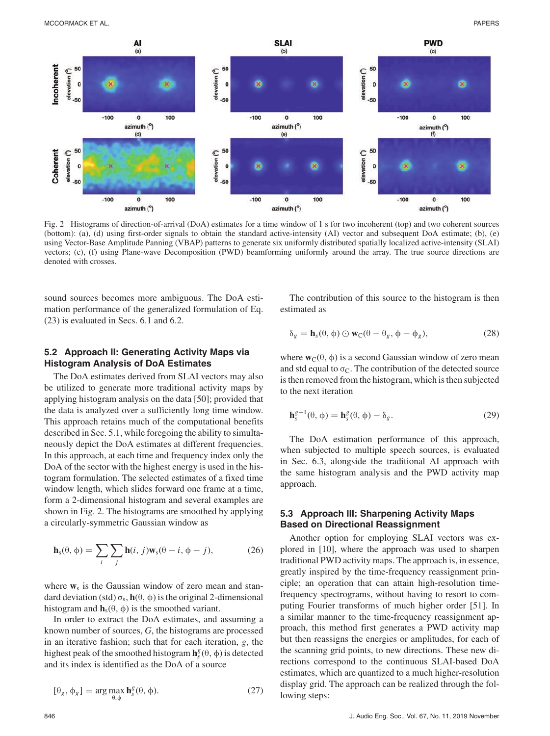Fig. 2 Histograms of direction-of-arrival (DoA) estimates for a time window of 1 s for two incoherent (top) and two coherent sources (bottom): (a), (d) using first-order signals to obtain the standard active-intensity (AI) vector and subsequent DoA estimate; (b), (e) using Vector-Base Amplitude Panning (VBAP) patterns to generate six uniformly distributed spatially localized active-intensity (SLAI) vectors; (c), (f) using Plane-wave Decomposition (PWD) beamforming uniformly around the array. The true source directions are denoted with crosses.

sound sources becomes more ambiguous. The DoA estimation performance of the generalized formulation of Eq. (23) is evaluated in Secs. 6.1 and 6.2.

### 5.2 Approach II: Generating Activity Maps via Histogram Analysis of DoA Estimates

The DoA estimates derived from SLAI vectors may also be utilized to generate more traditional activity maps by applying histogram analysis on the data [50]; provided that the data is analyzed over a sufficiently long time window. This approach retains much of the computational benefits described in Sec. 5.1, while foregoing the ability to simultaneously depict the DoA estimates at different frequencies. In this approach, at each time and frequency index only the DoA of the sector with the highest energy is used in the histogram formulation. The selected estimates of a fixed time window length, which slides forward one frame at a time, form a 2-dimensional histogram and several examples are shown in Fig. 2. The histograms are smoothed by applying a circularly-symmetric Gaussian window as

$$\mathbf{h}_s(\theta, \phi) = \sum_i \sum_j \mathbf{h}(i, j)\mathbf{w}_s(\theta - i, \phi - j), \tag{26}$$

where $\mathbf{w}_s$ is the Gaussian window of zero mean and standard deviation (std) $\sigma_s$, $\mathbf{h}(\theta, \phi)$ is the original 2-dimensional histogram and $\mathbf{h}_s(\theta, \phi)$ is the smoothed variant.

In order to extract the DoA estimates, and assuming a known number of sources, $G$, the histograms are processed in an iterative fashion; such that for each iteration, $g$, the highest peak of the smoothed histogram $\mathbf{h}_s^g(\theta, \phi)$ is detected and its index is identified as the DoA of a source

$$[\theta_g, \phi_g] = \arg\max_{\theta, \phi} \mathbf{h}_s^g(\theta, \phi). \tag{27}$$

The contribution of this source to the histogram is then estimated as

$$\delta_g = \mathbf{h}_s(\theta, \phi) \odot \mathbf{w}_C(\theta - \theta_g, \phi - \phi_g), \tag{28}$$

where $\mathbf{w}_C(\theta, \phi)$ is a second Gaussian window of zero mean and std equal to $\sigma_C$. The contribution of the detected source is then removed from the histogram, which is then subjected to the next iteration

$$\mathbf{h}_s^{g+1}(\theta, \phi) = \mathbf{h}_s^g(\theta, \phi) - \delta_g. \tag{29}$$

The DoA estimation performance of this approach, when subjected to multiple speech sources, is evaluated in Sec. 6.3, alongside the traditional AI approach with the same histogram analysis and the PWD activity map approach.

### 5.3 Approach III: Sharpening Activity Maps Based on Directional Reassignment

Another option for employing SLAI vectors was explored in [10], where the approach was used to sharpen traditional PWD activity maps. The approach is, in essence, greatly inspired by the time-frequency reassignment principle; an operation that can attain high-resolution time-frequency spectrograms, without having to resort to computing Fourier transforms of much higher order [51]. In a similar manner to the time-frequency reassignment approach, this method first generates a PWD activity map but then reassigns the energies or amplitudes, for each of the scanning grid points, to new directions. These new directions correspond to the continuous SLAI-based DoA estimates, which are quantized to a much higher-resolution display grid. The approach can be realized through the following steps: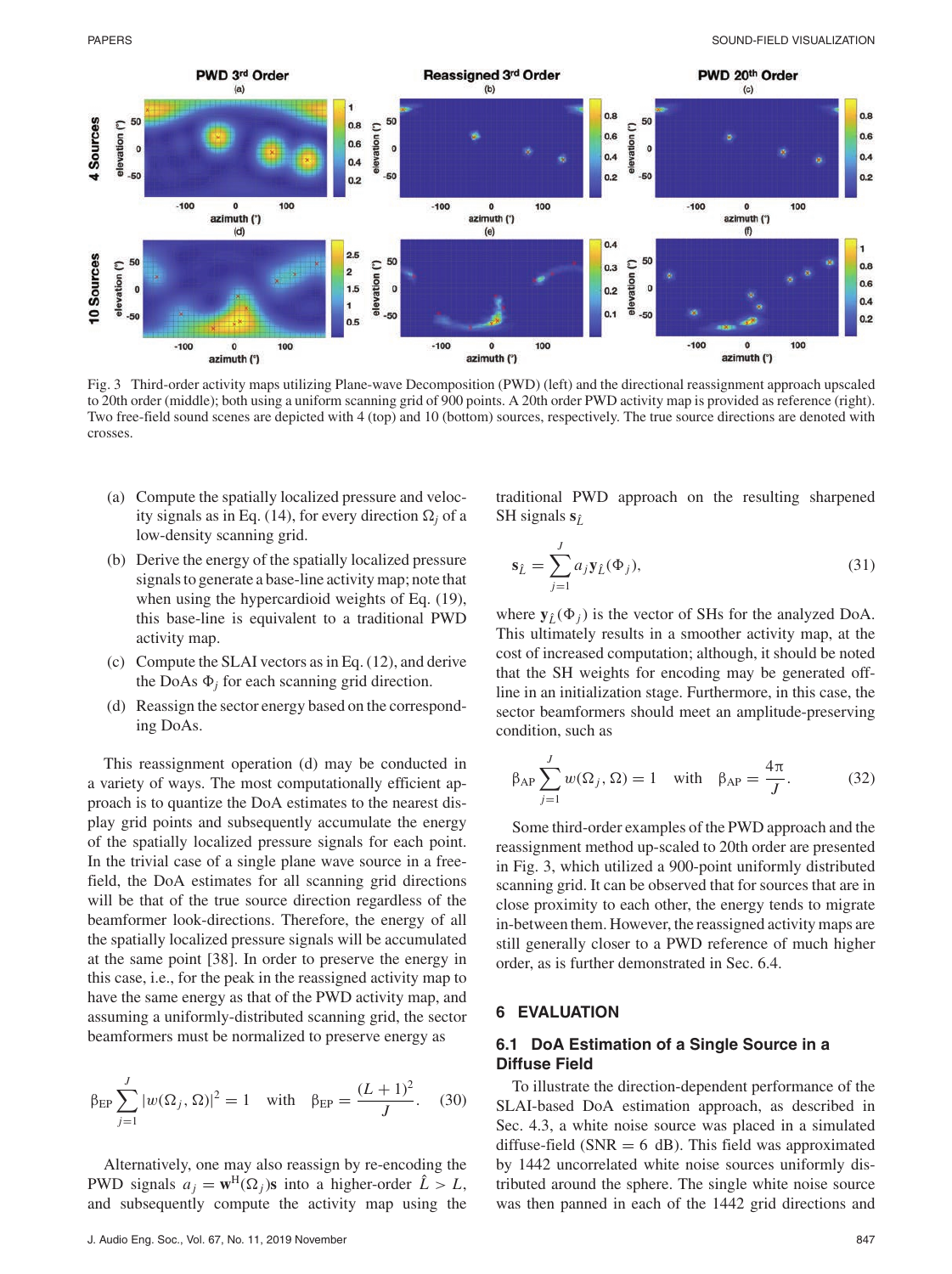Fig. 3 Third-order activity maps utilizing Plane-wave Decomposition (PWD) (left) and the directional reassignment approach upscaled to 20th order (middle); both using a uniform scanning grid of 900 points. A 20th order PWD activity map is provided as reference (right). Two free-field sound scenes are depicted with 4 (top) and 10 (bottom) sources, respectively. The true source directions are denoted with crosses.

(a) Compute the spatially localized pressure and velocity signals as in Eq. (14), for every direction $\Omega_j$ of a low-density scanning grid.

(b) Derive the energy of the spatially localized pressure signals to generate a base-line activity map; note that when using the hypercardioid weights of Eq. (19), this base-line is equivalent to a traditional PWD activity map.

(c) Compute the SLAI vectors as in Eq. (12), and derive the DoAs $\Phi_j$ for each scanning grid direction.

(d) Reassign the sector energy based on the corresponding DoAs.

This reassignment operation (d) may be conducted in a variety of ways. The most computationally efficient approach is to quantize the DoA estimates to the nearest display grid points and subsequently accumulate the energy of the spatially localized pressure signals for each point. In the trivial case of a single plane wave source in a free-field, the DoA estimates for all scanning grid directions will be that of the true source direction regardless of the beamformer look-directions. Therefore, the energy of all the spatially localized pressure signals will be accumulated at the same point [38]. In order to preserve the energy in this case, i.e., for the peak in the reassigned activity map to have the same energy as that of the PWD activity map, and assuming a uniformly-distributed scanning grid, the sector beamformers must be normalized to preserve energy as

$$\beta_{\mathrm{EP}} \sum_{j=1}^{J} |w(\Omega_j, \Omega)|^2 = 1 \quad \text{with} \quad \beta_{\mathrm{EP}} = \frac{(L+1)^2}{J}. \tag{30}$$

Alternatively, one may also reassign by re-encoding the PWD signals $a_j = \mathbf{w}^{\mathrm{H}}(\Omega_j)\mathbf{s}$ into a higher-order $\hat{L} > L$, and subsequently compute the activity map using the traditional PWD approach on the resulting sharpened SH signals $\mathbf{s}_{\hat{L}}$

$$\mathbf{s}_{\hat{L}} = \sum_{j=1}^{J} a_j \mathbf{y}_{\hat{L}}(\Phi_j), \tag{31}$$

where $\mathbf{y}_{\hat{L}}(\Phi_j)$ is the vector of SHs for the analyzed DoA. This ultimately results in a smoother activity map, at the cost of increased computation; although, it should be noted that the SH weights for encoding may be generated offline in an initialization stage. Furthermore, in this case, the sector beamformers should meet an amplitude-preserving condition, such as

$$\beta_{\mathrm{AP}} \sum_{j=1}^{J} w(\Omega_j, \Omega) = 1 \quad \text{with} \quad \beta_{\mathrm{AP}} = \frac{4\pi}{J}. \tag{32}$$

Some third-order examples of the PWD approach and the reassignment method up-scaled to 20th order are presented in Fig. 3, which utilized a 900-point uniformly distributed scanning grid. It can be observed that for sources that are in close proximity to each other, the energy tends to migrate in-between them. However, the reassigned activity maps are still generally closer to a PWD reference of much higher order, as is further demonstrated in Sec. 6.4.

## 6 EVALUATION

### 6.1 DoA Estimation of a Single Source in a Diffuse Field

To illustrate the direction-dependent performance of the SLAI-based DoA estimation approach, as described in Sec. 4.3, a white noise source was placed in a simulated diffuse-field (SNR = 6 dB). This field was approximated by 1442 uncorrelated white noise sources uniformly distributed around the sphere. The single white noise source was then panned in each of the 1442 grid directions and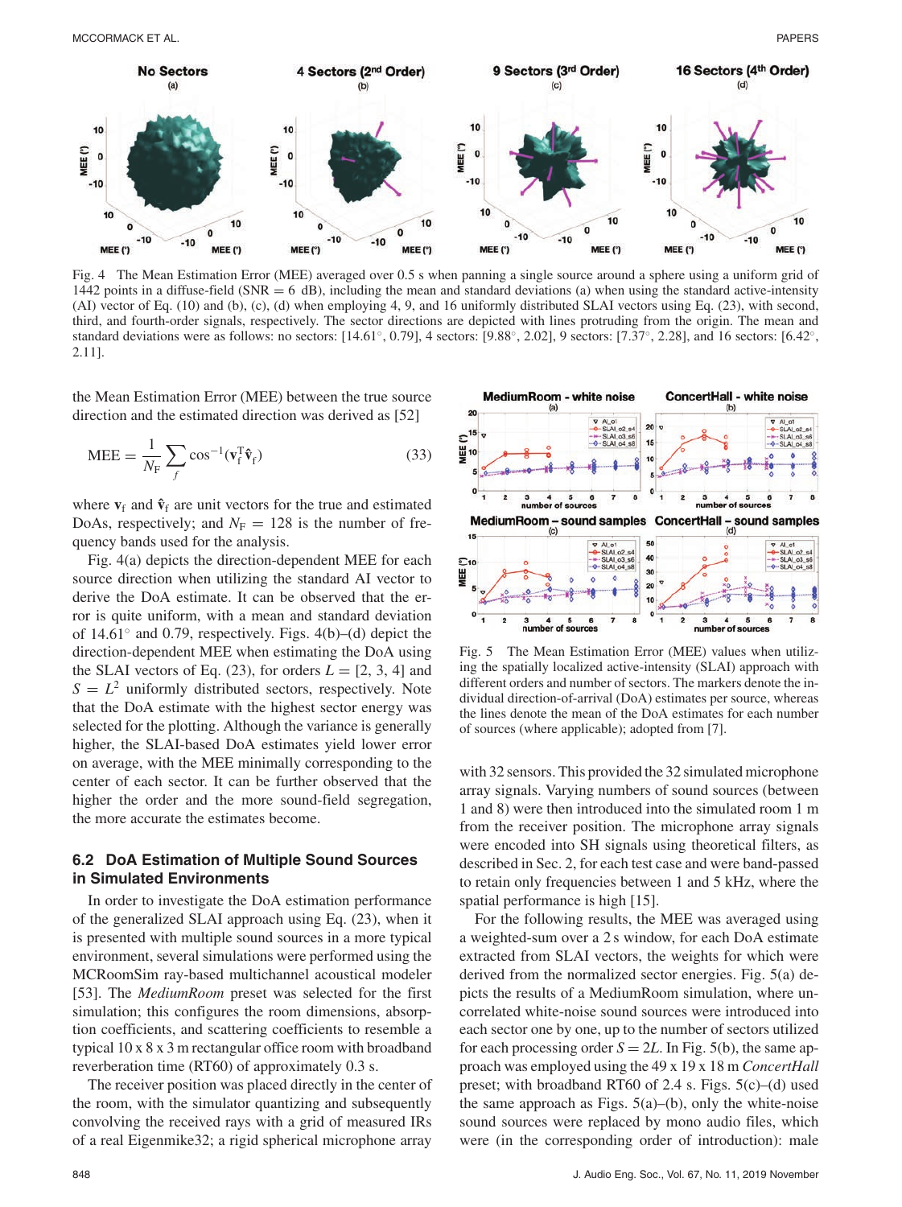Fig. 4 The Mean Estimation Error (MEE) averaged over 0.5 s when panning a single source around a sphere using a uniform grid of 1442 points in a diffuse-field (SNR = 6 dB), including the mean and standard deviations (a) when using the standard active-intensity (AI) vector of Eq. (10) and (b), (c), (d) when employing 4, 9, and 16 uniformly distributed SLAI vectors using Eq. (23), with second, third, and fourth-order signals, respectively. The sector directions are depicted with lines protruding from the origin. The mean and standard deviations were as follows: no sectors: [14.61°, 0.79], 4 sectors: [9.88°, 2.02], 9 sectors: [7.37°, 2.28], and 16 sectors: [6.42°, 2.11].

the Mean Estimation Error (MEE) between the true source direction and the estimated direction was derived as [52]

$$\text{MEE} = \frac{1}{N_\text{F}} \sum_{f} \cos^{-1}(\mathbf{v}_\text{f}^\text{T} \hat{\mathbf{v}}_\text{f}) \tag{33}$$

where $\mathbf{v}_\text{f}$ and $\hat{\mathbf{v}}_\text{f}$ are unit vectors for the true and estimated DoAs, respectively; and $N_\text{F} = 128$ is the number of frequency bands used for the analysis.

Fig. 4(a) depicts the direction-dependent MEE for each source direction when utilizing the standard AI vector to derive the DoA estimate. It can be observed that the error is quite uniform, with a mean and standard deviation of 14.61° and 0.79, respectively. Figs. 4(b)–(d) depict the direction-dependent MEE when estimating the DoA using the SLAI vectors of Eq. (23), for orders $L = [2, 3, 4]$ and $S = L^2$ uniformly distributed sectors, respectively. Note that the DoA estimate with the highest sector energy was selected for the plotting. Although the variance is generally higher, the SLAI-based DoA estimates yield lower error on average, with the MEE minimally corresponding to the center of each sector. It can be further observed that the higher the order and the more sound-field segregation, the more accurate the estimates become.

### 6.2 DoA Estimation of Multiple Sound Sources in Simulated Environments

In order to investigate the DoA estimation performance of the generalized SLAI approach using Eq. (23), when it is presented with multiple sound sources in a more typical environment, several simulations were performed using the MCRoomSim ray-based multichannel acoustical modeler [53]. The *MediumRoom* preset was selected for the first simulation; this configures the room dimensions, absorption coefficients, and scattering coefficients to resemble a typical 10 x 8 x 3 m rectangular office room with broadband reverberation time (RT60) of approximately 0.3 s.

The receiver position was placed directly in the center of the room, with the simulator quantizing and subsequently convolving the received rays with a grid of measured IRs of a real Eigenmike32; a rigid spherical microphone array with 32 sensors. This provided the 32 simulated microphone array signals. Varying numbers of sound sources (between 1 and 8) were then introduced into the simulated room 1 m from the receiver position. The microphone array signals were encoded into SH signals using theoretical filters, as described in Sec. 2, for each test case and were band-passed to retain only frequencies between 1 and 5 kHz, where the spatial performance is high [15].

Fig. 5 The Mean Estimation Error (MEE) values when utilizing the spatially localized active-intensity (SLAI) approach with different orders and number of sectors. The markers denote the individual direction-of-arrival (DoA) estimates per source, whereas the lines denote the mean of the DoA estimates for each number of sources (where applicable); adopted from [7].

For the following results, the MEE was averaged using a weighted-sum over a 2 s window, for each DoA estimate extracted from SLAI vectors, the weights for which were derived from the normalized sector energies. Fig. 5(a) depicts the results of a MediumRoom simulation, where uncorrelated white-noise sound sources were introduced into each sector one by one, up to the number of sectors utilized for each processing order $S = 2L$. In Fig. 5(b), the same approach was employed using the 49 x 19 x 18 m *ConcertHall* preset; with broadband RT60 of 2.4 s. Figs. 5(c)–(d) used the same approach as Figs. 5(a)–(b), only the white-noise sound sources were replaced by mono audio files, which were (in the corresponding order of introduction): male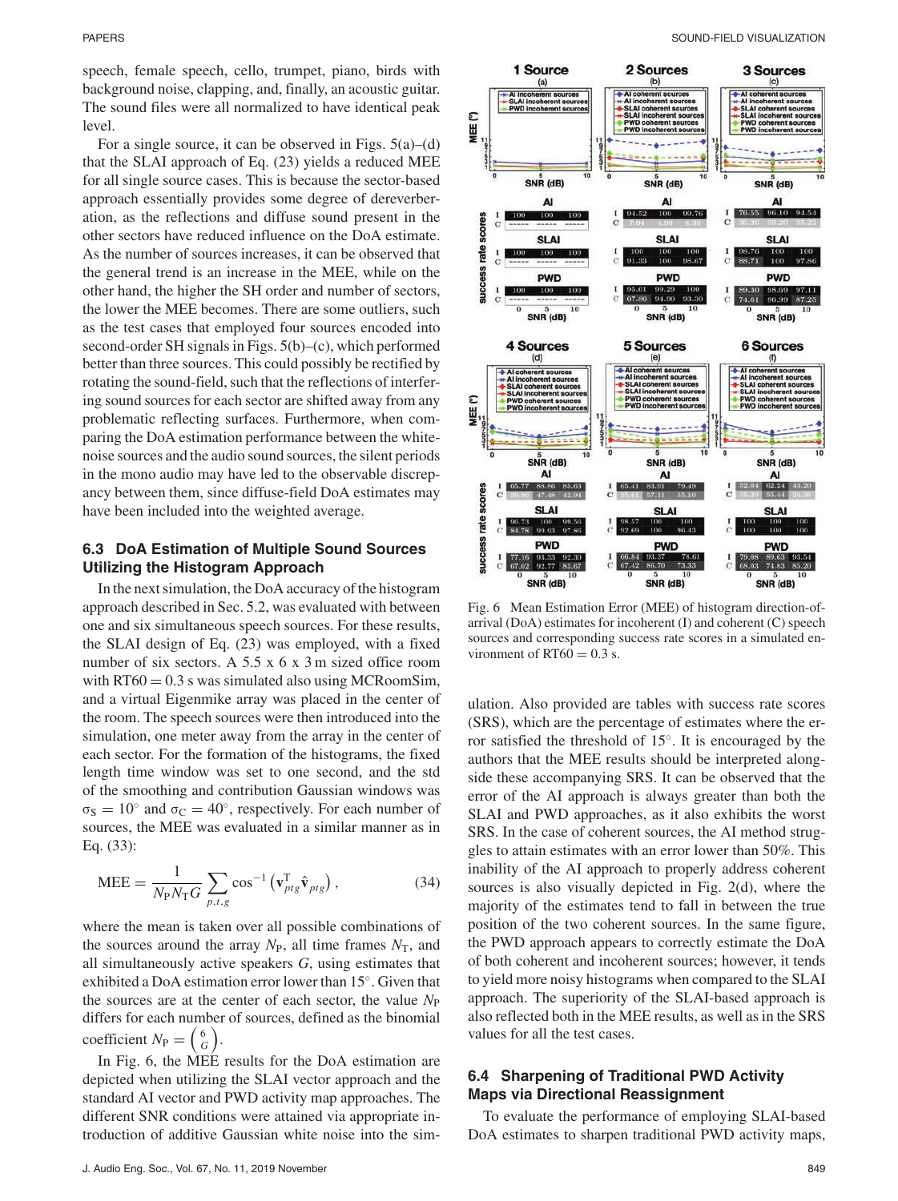speech, female speech, cello, trumpet, piano, birds with background noise, clapping, and, finally, an acoustic guitar. The sound files were all normalized to have identical peak level.

For a single source, it can be observed in Figs. 5(a)–(d) that the SLAI approach of Eq. (23) yields a reduced MEE for all single source cases. This is because the sector-based approach essentially provides some degree of dereverberation, as the reflections and diffuse sound present in the other sectors have reduced influence on the DoA estimate. As the number of sources increases, it can be observed that the general trend is an increase in the MEE, while on the other hand, the higher the SH order and number of sectors, the lower the MEE becomes. There are some outliers, such as the test cases that employed four sources encoded into second-order SH signals in Figs. 5(b)–(c), which performed better than three sources. This could possibly be rectified by rotating the sound-field, such that the reflections of interfering sound sources for each sector are shifted away from any problematic reflecting surfaces. Furthermore, when comparing the DoA estimation performance between the white-noise sources and the audio sound sources, the silent periods in the mono audio may have led to the observable discrepancy between them, since diffuse-field DoA estimates may have been included into the weighted average.

### 6.3 DoA Estimation of Multiple Sound Sources Utilizing the Histogram Approach

In the next simulation, the DoA accuracy of the histogram approach described in Sec. 5.2, was evaluated with between one and six simultaneous speech sources. For these results, the SLAI design of Eq. (23) was employed, with a fixed number of six sectors. A 5.5 x 6 x 3 m sized office room with RT60 = 0.3 s was simulated also using MCRoomSim, and a virtual Eigenmike array was placed in the center of the room. The speech sources were then introduced into the simulation, one meter away from the array in the center of each sector. For the formation of the histograms, the fixed length time window was set to one second, and the std of the smoothing and contribution Gaussian windows was $\sigma_S = 10^\circ$ and $\sigma_C = 40^\circ$, respectively. For each number of sources, the MEE was evaluated in a similar manner as in Eq. (33):

$$\text{MEE} = \frac{1}{N_P N_T G} \sum_{p,t,g} \cos^{-1}\left(\mathbf{v}_{ptg}^{\mathrm{T}} \hat{\mathbf{v}}_{ptg}\right), \tag{34}$$

where the mean is taken over all possible combinations of the sources around the array $N_P$, all time frames $N_T$, and all simultaneously active speakers $G$, using estimates that exhibited a DoA estimation error lower than 15°. Given that the sources are at the center of each sector, the value $N_P$ differs for each number of sources, defined as the binomial coefficient $N_P = \binom{6}{G}$.

In Fig. 6, the MEE results for the DoA estimation are depicted when utilizing the SLAI vector approach and the standard AI vector and PWD activity map approaches. The different SNR conditions were attained via appropriate introduction of additive Gaussian white noise into the simulation. Also provided are tables with success rate scores (SRS), which are the percentage of estimates where the error satisfied the threshold of 15°. It is encouraged by the authors that the MEE results should be interpreted alongside these accompanying SRS. It can be observed that the error of the AI approach is always greater than both the SLAI and PWD approaches, as it also exhibits the worst SRS. In the case of coherent sources, the AI method struggles to attain estimates with an error lower than 50%. This inability of the AI approach to properly address coherent sources is also visually depicted in Fig. 2(d), where the majority of the estimates tend to fall in between the true position of the two coherent sources. In the same figure, the PWD approach appears to correctly estimate the DoA of both coherent and incoherent sources; however, it tends to yield more noisy histograms when compared to the SLAI approach. The superiority of the SLAI-based approach is also reflected both in the MEE results, as well as in the SRS values for all the test cases.

**1 Source (a) — success rate scores (SNR: 0, 5, 10 dB)**

| Method | | 0 | 5 | 10 |
|---|---|---|---|---|
| AI | I | 100 | 100 | 100 |
| | C | ----- | ----- | ----- |
| SLAI | I | 100 | 100 | 100 |
| | C | ----- | ----- | ----- |
| PWD | I | 100 | 100 | 100 |
| | C | ----- | ----- | ----- |

**2 Sources (b)**

| Method | | 0 | 5 | 10 |
|---|---|---|---|---|
| AI | I | 94.52 | 100 | 99.76 |
| | C | 7.04 | 4.90 | 8.33 |
| SLAI | I | 100 | 100 | 100 |
| | C | 91.33 | 100 | 98.67 |
| PWD | I | 95.61 | 99.29 | 100 |
| | C | 67.86 | 94.90 | 93.30 |

**3 Sources (c)**

| Method | | 0 | 5 | 10 |
|---|---|---|---|---|
| AI | I | 76.55 | 96.10 | 94.54 |
| | C | 36.26 | 39.20 | 35.22 |
| SLAI | I | 98.76 | 100 | 100 |
| | C | 88.71 | 100 | 97.86 |
| PWD | I | 89.30 | 98.69 | 97.11 |
| | C | 74.61 | 96.99 | 87.25 |

**4 Sources (d)**

| Method | | 0 | 5 | 10 |
|---|---|---|---|---|
| AI | I | 65.77 | 88.80 | 85.63 |
| | C | 30.90 | 47.48 | 42.94 |
| SLAI | I | 96.73 | 100 | 99.56 |
| | C | 84.78 | 99.93 | 97.86 |
| PWD | I | 77.16 | 93.33 | 92.30 |
| | C | 67.02 | 92.77 | 83.67 |

**5 Sources (e)**

| Method | | 0 | 5 | 10 |
|---|---|---|---|---|
| AI | I | 65.41 | 83.91 | 79.49 |
| | C | 35.61 | 57.11 | 55.10 |
| SLAI | I | 98.57 | 100 | 100 |
| | C | 92.69 | 100 | 96.43 |
| PWD | I | 66.84 | 93.37 | 78.61 |
| | C | 67.42 | 86.70 | 73.33 |

**6 Sources (f)**

| Method | | 0 | 5 | 10 |
|---|---|---|---|---|
| AI | I | 52.04 | 62.24 | 43.20 |
| | C | 36.20 | 55.44 | 26.36 |
| SLAI | I | 100 | 100 | 100 |
| | C | 100 | 100 | 100 |
| PWD | I | 79.08 | 89.63 | 93.54 |
| | C | 68.03 | 74.83 | 85.20 |

Fig. 6 Mean Estimation Error (MEE) of histogram direction-of-arrival (DoA) estimates for incoherent (I) and coherent (C) speech sources and corresponding success rate scores in a simulated environment of RT60 = 0.3 s.

### 6.4 Sharpening of Traditional PWD Activity Maps via Directional Reassignment

To evaluate the performance of employing SLAI-based DoA estimates to sharpen traditional PWD activity maps,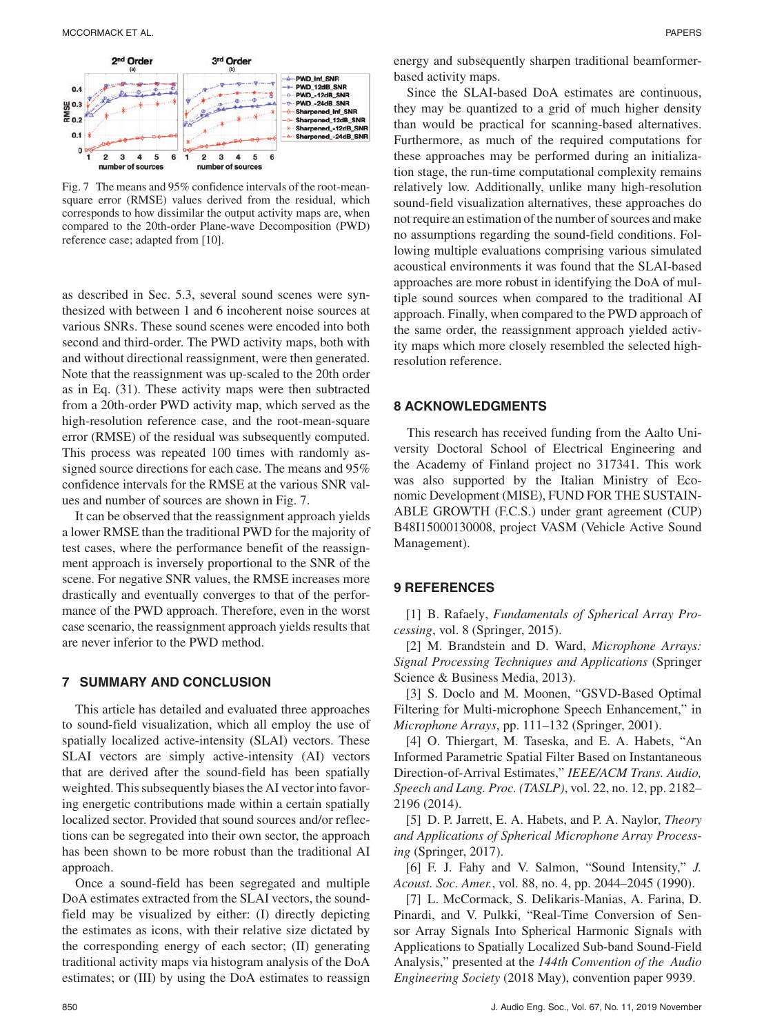Fig. 7 The means and 95% confidence intervals of the root-mean-square error (RMSE) values derived from the residual, which corresponds to how dissimilar the output activity maps are, when compared to the 20th-order Plane-wave Decomposition (PWD) reference case; adapted from [10].

as described in Sec. 5.3, several sound scenes were synthesized with between 1 and 6 incoherent noise sources at various SNRs. These sound scenes were encoded into both second and third-order. The PWD activity maps, both with and without directional reassignment, were then generated. Note that the reassignment was up-scaled to the 20th order as in Eq. (31). These activity maps were then subtracted from a 20th-order PWD activity map, which served as the high-resolution reference case, and the root-mean-square error (RMSE) of the residual was subsequently computed. This process was repeated 100 times with randomly assigned source directions for each case. The means and 95% confidence intervals for the RMSE at the various SNR values and number of sources are shown in Fig. 7.

It can be observed that the reassignment approach yields a lower RMSE than the traditional PWD for the majority of test cases, where the performance benefit of the reassignment approach is inversely proportional to the SNR of the scene. For negative SNR values, the RMSE increases more drastically and eventually converges to that of the performance of the PWD approach. Therefore, even in the worst case scenario, the reassignment approach yields results that are never inferior to the PWD method.

## 7 SUMMARY AND CONCLUSION

This article has detailed and evaluated three approaches to sound-field visualization, which all employ the use of spatially localized active-intensity (SLAI) vectors. These SLAI vectors are simply active-intensity (AI) vectors that are derived after the sound-field has been spatially weighted. This subsequently biases the AI vector into favoring energetic contributions made within a certain spatially localized sector. Provided that sound sources and/or reflections can be segregated into their own sector, the approach has been shown to be more robust than the traditional AI approach.

Once a sound-field has been segregated and multiple DoA estimates extracted from the SLAI vectors, the sound-field may be visualized by either: (I) directly depicting the estimates as icons, with their relative size dictated by the corresponding energy of each sector; (II) generating traditional activity maps via histogram analysis of the DoA estimates; or (III) by using the DoA estimates to reassign energy and subsequently sharpen traditional beamformer-based activity maps.

Since the SLAI-based DoA estimates are continuous, they may be quantized to a grid of much higher density than would be practical for scanning-based alternatives. Furthermore, as much of the required computations for these approaches may be performed during an initialization stage, the run-time computational complexity remains relatively low. Additionally, unlike many high-resolution sound-field visualization alternatives, these approaches do not require an estimation of the number of sources and make no assumptions regarding the sound-field conditions. Following multiple evaluations comprising various simulated acoustical environments it was found that the SLAI-based approaches are more robust in identifying the DoA of multiple sound sources when compared to the traditional AI approach. Finally, when compared to the PWD approach of the same order, the reassignment approach yielded activity maps which more closely resembled the selected high-resolution reference.

## 8 ACKNOWLEDGMENTS

This research has received funding from the Aalto University Doctoral School of Electrical Engineering and the Academy of Finland project no 317341. This work was also supported by the Italian Ministry of Economic Development (MISE), FUND FOR THE SUSTAINABLE GROWTH (F.C.S.) under grant agreement (CUP) B48I15000130008, project VASM (Vehicle Active Sound Management).

## 9 REFERENCES

[1] B. Rafaely, *Fundamentals of Spherical Array Processing*, vol. 8 (Springer, 2015).

[2] M. Brandstein and D. Ward, *Microphone Arrays: Signal Processing Techniques and Applications* (Springer Science & Business Media, 2013).

[3] S. Doclo and M. Moonen, "GSVD-Based Optimal Filtering for Multi-microphone Speech Enhancement," in *Microphone Arrays*, pp. 111–132 (Springer, 2001).

[4] O. Thiergart, M. Taseska, and E. A. Habets, "An Informed Parametric Spatial Filter Based on Instantaneous Direction-of-Arrival Estimates," *IEEE/ACM Trans. Audio, Speech and Lang. Proc. (TASLP)*, vol. 22, no. 12, pp. 2182–2196 (2014).

[5] D. P. Jarrett, E. A. Habets, and P. A. Naylor, *Theory and Applications of Spherical Microphone Array Processing* (Springer, 2017).

[6] F. J. Fahy and V. Salmon, "Sound Intensity," *J. Acoust. Soc. Amer.*, vol. 88, no. 4, pp. 2044–2045 (1990).

[7] L. McCormack, S. Delikaris-Manias, A. Farina, D. Pinardi, and V. Pulkki, "Real-Time Conversion of Sensor Array Signals Into Spherical Harmonic Signals with Applications to Spatially Localized Sub-band Sound-Field Analysis," presented at the *144th Convention of the Audio Engineering Society* (2018 May), convention paper 9939.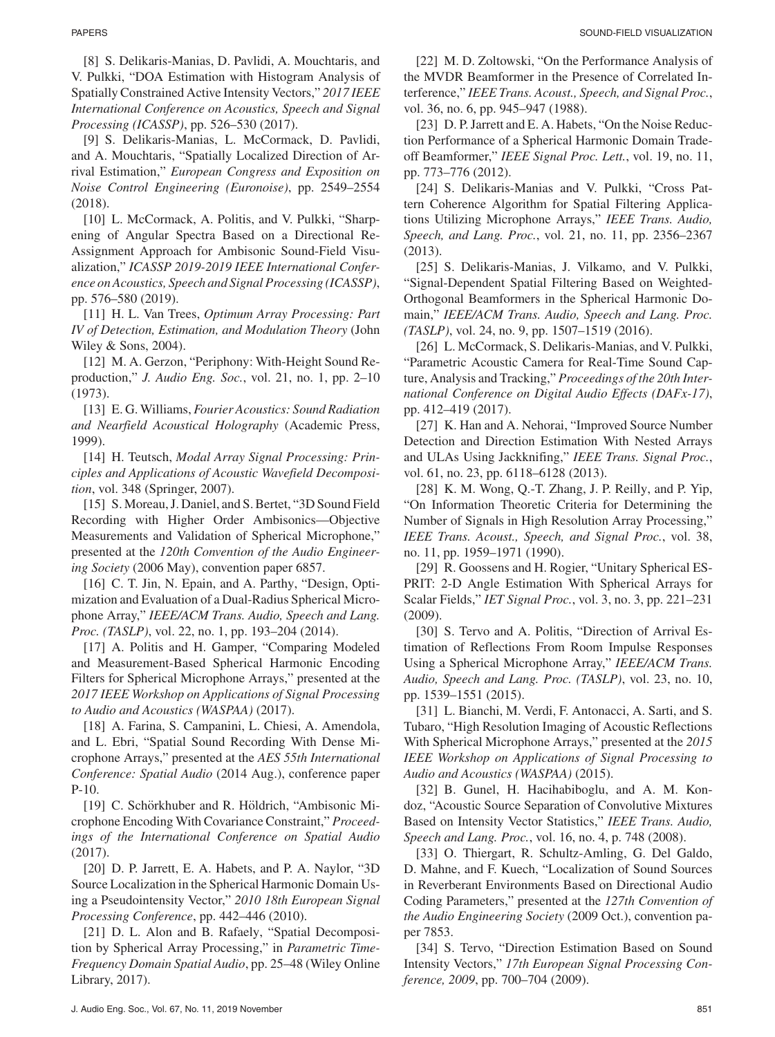[8] S. Delikaris-Manias, D. Pavlidi, A. Mouchtaris, and V. Pulkki, "DOA Estimation with Histogram Analysis of Spatially Constrained Active Intensity Vectors," *2017 IEEE International Conference on Acoustics, Speech and Signal Processing (ICASSP)*, pp. 526–530 (2017).

[9] S. Delikaris-Manias, L. McCormack, D. Pavlidi, and A. Mouchtaris, "Spatially Localized Direction of Arrival Estimation," *European Congress and Exposition on Noise Control Engineering (Euronoise)*, pp. 2549–2554 (2018).

[10] L. McCormack, A. Politis, and V. Pulkki, "Sharpening of Angular Spectra Based on a Directional Re-Assignment Approach for Ambisonic Sound-Field Visualization," *ICASSP 2019-2019 IEEE International Conference on Acoustics, Speech and Signal Processing (ICASSP)*, pp. 576–580 (2019).

[11] H. L. Van Trees, *Optimum Array Processing: Part IV of Detection, Estimation, and Modulation Theory* (John Wiley & Sons, 2004).

[12] M. A. Gerzon, "Periphony: With-Height Sound Reproduction," *J. Audio Eng. Soc.*, vol. 21, no. 1, pp. 2–10 (1973).

[13] E. G. Williams, *Fourier Acoustics: Sound Radiation and Nearfield Acoustical Holography* (Academic Press, 1999).

[14] H. Teutsch, *Modal Array Signal Processing: Principles and Applications of Acoustic Wavefield Decomposition*, vol. 348 (Springer, 2007).

[15] S. Moreau, J. Daniel, and S. Bertet, "3D Sound Field Recording with Higher Order Ambisonics—Objective Measurements and Validation of Spherical Microphone," presented at the *120th Convention of the Audio Engineering Society* (2006 May), convention paper 6857.

[16] C. T. Jin, N. Epain, and A. Parthy, "Design, Optimization and Evaluation of a Dual-Radius Spherical Microphone Array," *IEEE/ACM Trans. Audio, Speech and Lang. Proc. (TASLP)*, vol. 22, no. 1, pp. 193–204 (2014).

[17] A. Politis and H. Gamper, "Comparing Modeled and Measurement-Based Spherical Harmonic Encoding Filters for Spherical Microphone Arrays," presented at the *2017 IEEE Workshop on Applications of Signal Processing to Audio and Acoustics (WASPAA)* (2017).

[18] A. Farina, S. Campanini, L. Chiesi, A. Amendola, and L. Ebri, "Spatial Sound Recording With Dense Microphone Arrays," presented at the *AES 55th International Conference: Spatial Audio* (2014 Aug.), conference paper P-10.

[19] C. Schörkhuber and R. Höldrich, "Ambisonic Microphone Encoding With Covariance Constraint," *Proceedings of the International Conference on Spatial Audio* (2017).

[20] D. P. Jarrett, E. A. Habets, and P. A. Naylor, "3D Source Localization in the Spherical Harmonic Domain Using a Pseudointensity Vector," *2010 18th European Signal Processing Conference*, pp. 442–446 (2010).

[21] D. L. Alon and B. Rafaely, "Spatial Decomposition by Spherical Array Processing," in *Parametric Time-Frequency Domain Spatial Audio*, pp. 25–48 (Wiley Online Library, 2017).

[22] M. D. Zoltowski, "On the Performance Analysis of the MVDR Beamformer in the Presence of Correlated Interference," *IEEE Trans. Acoust., Speech, and Signal Proc.*, vol. 36, no. 6, pp. 945–947 (1988).

[23] D. P. Jarrett and E. A. Habets, "On the Noise Reduction Performance of a Spherical Harmonic Domain Tradeoff Beamformer," *IEEE Signal Proc. Lett.*, vol. 19, no. 11, pp. 773–776 (2012).

[24] S. Delikaris-Manias and V. Pulkki, "Cross Pattern Coherence Algorithm for Spatial Filtering Applications Utilizing Microphone Arrays," *IEEE Trans. Audio, Speech, and Lang. Proc.*, vol. 21, no. 11, pp. 2356–2367 (2013).

[25] S. Delikaris-Manias, J. Vilkamo, and V. Pulkki, "Signal-Dependent Spatial Filtering Based on Weighted-Orthogonal Beamformers in the Spherical Harmonic Domain," *IEEE/ACM Trans. Audio, Speech and Lang. Proc. (TASLP)*, vol. 24, no. 9, pp. 1507–1519 (2016).

[26] L. McCormack, S. Delikaris-Manias, and V. Pulkki, "Parametric Acoustic Camera for Real-Time Sound Capture, Analysis and Tracking," *Proceedings of the 20th International Conference on Digital Audio Effects (DAFx-17)*, pp. 412–419 (2017).

[27] K. Han and A. Nehorai, "Improved Source Number Detection and Direction Estimation With Nested Arrays and ULAs Using Jackknifing," *IEEE Trans. Signal Proc.*, vol. 61, no. 23, pp. 6118–6128 (2013).

[28] K. M. Wong, Q.-T. Zhang, J. P. Reilly, and P. Yip, "On Information Theoretic Criteria for Determining the Number of Signals in High Resolution Array Processing," *IEEE Trans. Acoust., Speech, and Signal Proc.*, vol. 38, no. 11, pp. 1959–1971 (1990).

[29] R. Goossens and H. Rogier, "Unitary Spherical ESPRIT: 2-D Angle Estimation With Spherical Arrays for Scalar Fields," *IET Signal Proc.*, vol. 3, no. 3, pp. 221–231 (2009).

[30] S. Tervo and A. Politis, "Direction of Arrival Estimation of Reflections From Room Impulse Responses Using a Spherical Microphone Array," *IEEE/ACM Trans. Audio, Speech and Lang. Proc. (TASLP)*, vol. 23, no. 10, pp. 1539–1551 (2015).

[31] L. Bianchi, M. Verdi, F. Antonacci, A. Sarti, and S. Tubaro, "High Resolution Imaging of Acoustic Reflections With Spherical Microphone Arrays," presented at the *2015 IEEE Workshop on Applications of Signal Processing to Audio and Acoustics (WASPAA)* (2015).

[32] B. Gunel, H. Hacihabiboglu, and A. M. Kondoz, "Acoustic Source Separation of Convolutive Mixtures Based on Intensity Vector Statistics," *IEEE Trans. Audio, Speech and Lang. Proc.*, vol. 16, no. 4, p. 748 (2008).

[33] O. Thiergart, R. Schultz-Amling, G. Del Galdo, D. Mahne, and F. Kuech, "Localization of Sound Sources in Reverberant Environments Based on Directional Audio Coding Parameters," presented at the *127th Convention of the Audio Engineering Society* (2009 Oct.), convention paper 7853.

[34] S. Tervo, "Direction Estimation Based on Sound Intensity Vectors," *17th European Signal Processing Conference, 2009*, pp. 700–704 (2009).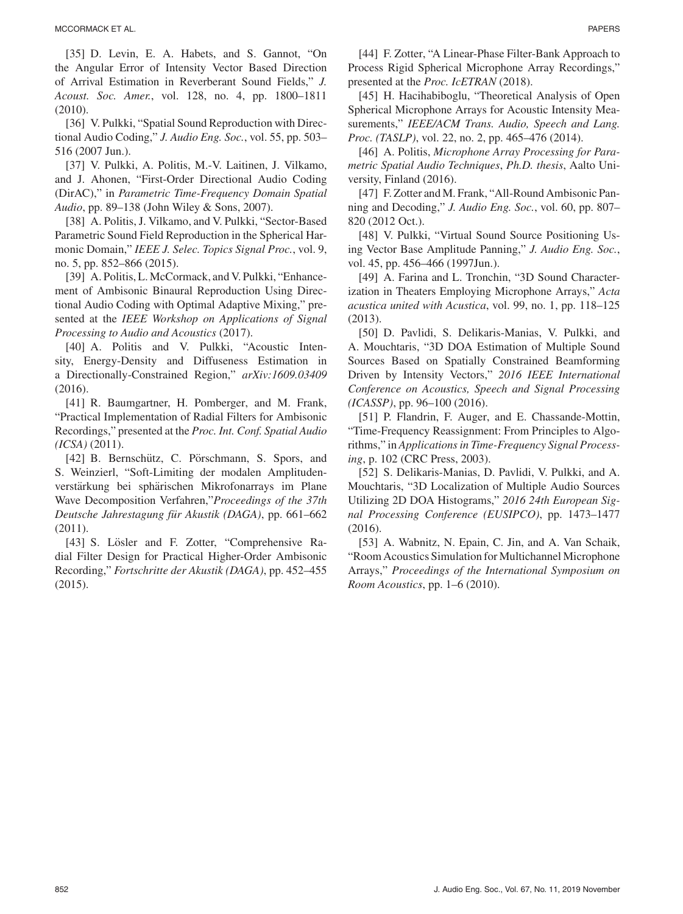[35] D. Levin, E. A. Habets, and S. Gannot, "On the Angular Error of Intensity Vector Based Direction of Arrival Estimation in Reverberant Sound Fields," *J. Acoust. Soc. Amer.*, vol. 128, no. 4, pp. 1800–1811 (2010).

[36] V. Pulkki, "Spatial Sound Reproduction with Directional Audio Coding," *J. Audio Eng. Soc.*, vol. 55, pp. 503–516 (2007 Jun.).

[37] V. Pulkki, A. Politis, M.-V. Laitinen, J. Vilkamo, and J. Ahonen, "First-Order Directional Audio Coding (DirAC)," in *Parametric Time-Frequency Domain Spatial Audio*, pp. 89–138 (John Wiley & Sons, 2007).

[38] A. Politis, J. Vilkamo, and V. Pulkki, "Sector-Based Parametric Sound Field Reproduction in the Spherical Harmonic Domain," *IEEE J. Selec. Topics Signal Proc.*, vol. 9, no. 5, pp. 852–866 (2015).

[39] A. Politis, L. McCormack, and V. Pulkki, "Enhancement of Ambisonic Binaural Reproduction Using Directional Audio Coding with Optimal Adaptive Mixing," presented at the *IEEE Workshop on Applications of Signal Processing to Audio and Acoustics* (2017).

[40] A. Politis and V. Pulkki, "Acoustic Intensity, Energy-Density and Diffuseness Estimation in a Directionally-Constrained Region," *arXiv:1609.03409* (2016).

[41] R. Baumgartner, H. Pomberger, and M. Frank, "Practical Implementation of Radial Filters for Ambisonic Recordings," presented at the *Proc. Int. Conf. Spatial Audio (ICSA)* (2011).

[42] B. Bernschütz, C. Pörschmann, S. Spors, and S. Weinzierl, "Soft-Limiting der modalen Amplitudenverstärkung bei sphärischen Mikrofonarrays im Plane Wave Decomposition Verfahren,"*Proceedings of the 37th Deutsche Jahrestagung für Akustik (DAGA)*, pp. 661–662 (2011).

[43] S. Lösler and F. Zotter, "Comprehensive Radial Filter Design for Practical Higher-Order Ambisonic Recording," *Fortschritte der Akustik (DAGA)*, pp. 452–455 (2015).

[44] F. Zotter, "A Linear-Phase Filter-Bank Approach to Process Rigid Spherical Microphone Array Recordings," presented at the *Proc. IcETRAN* (2018).

[45] H. Hacihabiboglu, "Theoretical Analysis of Open Spherical Microphone Arrays for Acoustic Intensity Measurements," *IEEE/ACM Trans. Audio, Speech and Lang. Proc. (TASLP)*, vol. 22, no. 2, pp. 465–476 (2014).

[46] A. Politis, *Microphone Array Processing for Parametric Spatial Audio Techniques*, *Ph.D. thesis*, Aalto University, Finland (2016).

[47] F. Zotter and M. Frank, "All-Round Ambisonic Panning and Decoding," *J. Audio Eng. Soc.*, vol. 60, pp. 807–820 (2012 Oct.).

[48] V. Pulkki, "Virtual Sound Source Positioning Using Vector Base Amplitude Panning," *J. Audio Eng. Soc.*, vol. 45, pp. 456–466 (1997Jun.).

[49] A. Farina and L. Tronchin, "3D Sound Characterization in Theaters Employing Microphone Arrays," *Acta acustica united with Acustica*, vol. 99, no. 1, pp. 118–125 (2013).

[50] D. Pavlidi, S. Delikaris-Manias, V. Pulkki, and A. Mouchtaris, "3D DOA Estimation of Multiple Sound Sources Based on Spatially Constrained Beamforming Driven by Intensity Vectors," *2016 IEEE International Conference on Acoustics, Speech and Signal Processing (ICASSP)*, pp. 96–100 (2016).

[51] P. Flandrin, F. Auger, and E. Chassande-Mottin, "Time-Frequency Reassignment: From Principles to Algorithms," in *Applications in Time-Frequency Signal Processing*, p. 102 (CRC Press, 2003).

[52] S. Delikaris-Manias, D. Pavlidi, V. Pulkki, and A. Mouchtaris, "3D Localization of Multiple Audio Sources Utilizing 2D DOA Histograms," *2016 24th European Signal Processing Conference (EUSIPCO)*, pp. 1473–1477 (2016).

[53] A. Wabnitz, N. Epain, C. Jin, and A. Van Schaik, "Room Acoustics Simulation for Multichannel Microphone Arrays," *Proceedings of the International Symposium on Room Acoustics*, pp. 1–6 (2010).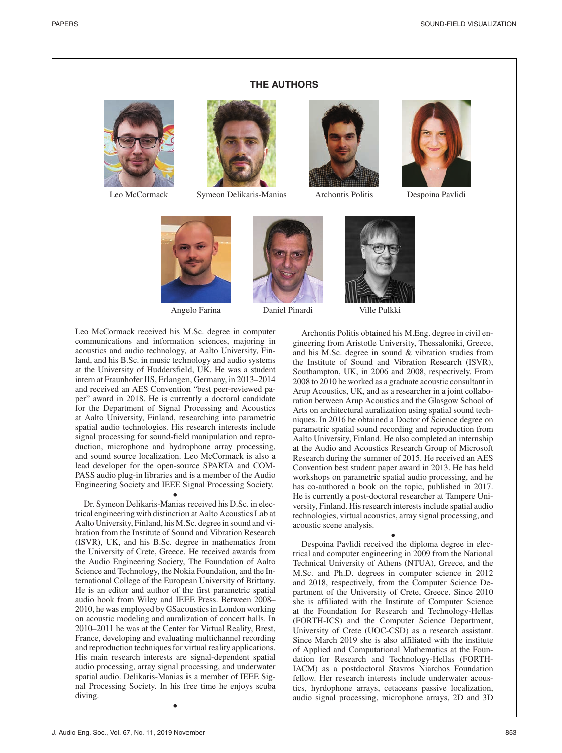## THE AUTHORS

Leo McCormack

Symeon Delikaris-Manias

Archontis Politis

Despoina Pavlidi

Angelo Farina

Daniel Pinardi

Ville Pulkki

Leo McCormack received his M.Sc. degree in computer communications and information sciences, majoring in acoustics and audio technology, at Aalto University, Finland, and his B.Sc. in music technology and audio systems at the University of Huddersfield, UK. He was a student intern at Fraunhofer IIS, Erlangen, Germany, in 2013–2014 and received an AES Convention "best peer-reviewed paper" award in 2018. He is currently a doctoral candidate for the Department of Signal Processing and Acoustics at Aalto University, Finland, researching into parametric spatial audio technologies. His research interests include signal processing for sound-field manipulation and reproduction, microphone and hydrophone array processing, and sound source localization. Leo McCormack is also a lead developer for the open-source SPARTA and COMPASS audio plug-in libraries and is a member of the Audio Engineering Society and IEEE Signal Processing Society.

•

Dr. Symeon Delikaris-Manias received his D.Sc. in electrical engineering with distinction at Aalto Acoustics Lab at Aalto University, Finland, his M.Sc. degree in sound and vibration from the Institute of Sound and Vibration Research (ISVR), UK, and his B.Sc. degree in mathematics from the University of Crete, Greece. He received awards from the Audio Engineering Society, The Foundation of Aalto Science and Technology, the Nokia Foundation, and the International College of the European University of Brittany. He is an editor and author of the first parametric spatial audio book from Wiley and IEEE Press. Between 2008–2010, he was employed by GSacoustics in London working on acoustic modeling and auralization of concert halls. In 2010–2011 he was at the Center for Virtual Reality, Brest, France, developing and evaluating multichannel recording and reproduction techniques for virtual reality applications. His main research interests are signal-dependent spatial audio processing, array signal processing, and underwater spatial audio. Delikaris-Manias is a member of IEEE Signal Processing Society. In his free time he enjoys scuba diving.

•

Archontis Politis obtained his M.Eng. degree in civil engineering from Aristotle University, Thessaloniki, Greece, and his M.Sc. degree in sound & vibration studies from the Institute of Sound and Vibration Research (ISVR), Southampton, UK, in 2006 and 2008, respectively. From 2008 to 2010 he worked as a graduate acoustic consultant in Arup Acoustics, UK, and as a researcher in a joint collaboration between Arup Acoustics and the Glasgow School of Arts on architectural auralization using spatial sound techniques. In 2016 he obtained a Doctor of Science degree on parametric spatial sound recording and reproduction from Aalto University, Finland. He also completed an internship at the Audio and Acoustics Research Group of Microsoft Research during the summer of 2015. He received an AES Convention best student paper award in 2013. He has held workshops on parametric spatial audio processing, and he has co-authored a book on the topic, published in 2017. He is currently a post-doctoral researcher at Tampere University, Finland. His research interests include spatial audio technologies, virtual acoustics, array signal processing, and acoustic scene analysis.

•

Despoina Pavlidi received the diploma degree in electrical and computer engineering in 2009 from the National Technical University of Athens (NTUA), Greece, and the M.Sc. and Ph.D. degrees in computer science in 2012 and 2018, respectively, from the Computer Science Department of the University of Crete, Greece. Since 2010 she is affiliated with the Institute of Computer Science at the Foundation for Research and Technology-Hellas (FORTH-ICS) and the Computer Science Department, University of Crete (UOC-CSD) as a research assistant. Since March 2019 she is also affiliated with the institute of Applied and Computational Mathematics at the Foundation for Research and Technology-Hellas (FORTH-IACM) as a postdoctoral Stavros Niarchos Foundation fellow. Her research interests include underwater acoustics, hyrdophone arrays, cetaceans passive localization, audio signal processing, microphone arrays, 2D and 3D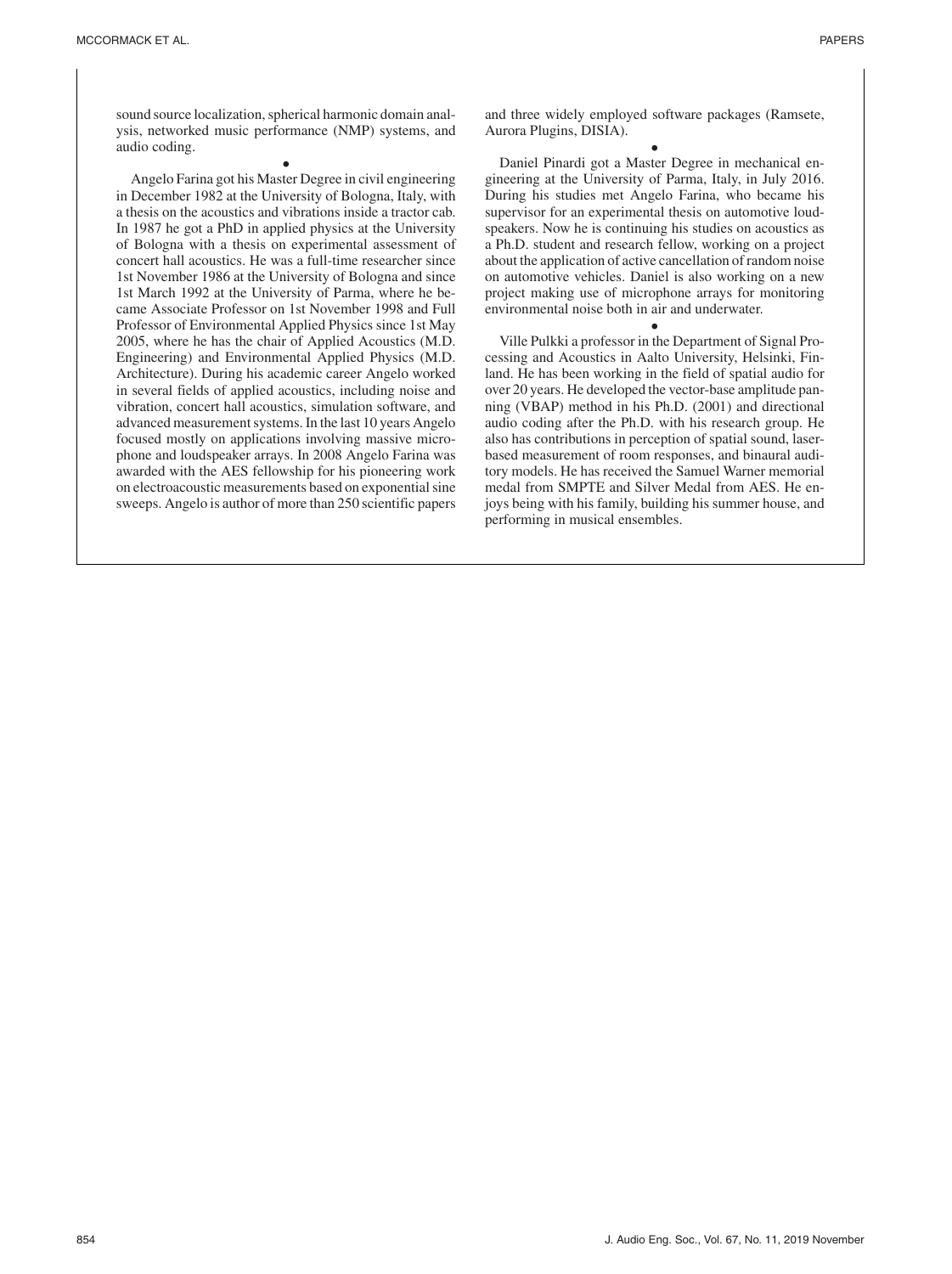sound source localization, spherical harmonic domain analysis, networked music performance (NMP) systems, and audio coding.

•

Angelo Farina got his Master Degree in civil engineering in December 1982 at the University of Bologna, Italy, with a thesis on the acoustics and vibrations inside a tractor cab. In 1987 he got a PhD in applied physics at the University of Bologna with a thesis on experimental assessment of concert hall acoustics. He was a full-time researcher since 1st November 1986 at the University of Bologna and since 1st March 1992 at the University of Parma, where he became Associate Professor on 1st November 1998 and Full Professor of Environmental Applied Physics since 1st May 2005, where he has the chair of Applied Acoustics (M.D. Engineering) and Environmental Applied Physics (M.D. Architecture). During his academic career Angelo worked in several fields of applied acoustics, including noise and vibration, concert hall acoustics, simulation software, and advanced measurement systems. In the last 10 years Angelo focused mostly on applications involving massive microphone and loudspeaker arrays. In 2008 Angelo Farina was awarded with the AES fellowship for his pioneering work on electroacoustic measurements based on exponential sine sweeps. Angelo is author of more than 250 scientific papers and three widely employed software packages (Ramsete, Aurora Plugins, DISIA).

•

Daniel Pinardi got a Master Degree in mechanical engineering at the University of Parma, Italy, in July 2016. During his studies met Angelo Farina, who became his supervisor for an experimental thesis on automotive loudspeakers. Now he is continuing his studies on acoustics as a Ph.D. student and research fellow, working on a project about the application of active cancellation of random noise on automotive vehicles. Daniel is also working on a new project making use of microphone arrays for monitoring environmental noise both in air and underwater.

•

Ville Pulkki a professor in the Department of Signal Processing and Acoustics in Aalto University, Helsinki, Finland. He has been working in the field of spatial audio for over 20 years. He developed the vector-base amplitude panning (VBAP) method in his Ph.D. (2001) and directional audio coding after the Ph.D. with his research group. He also has contributions in perception of spatial sound, laser-based measurement of room responses, and binaural auditory models. He has received the Samuel Warner memorial medal from SMPTE and Silver Medal from AES. He enjoys being with his family, building his summer house, and performing in musical ensembles.